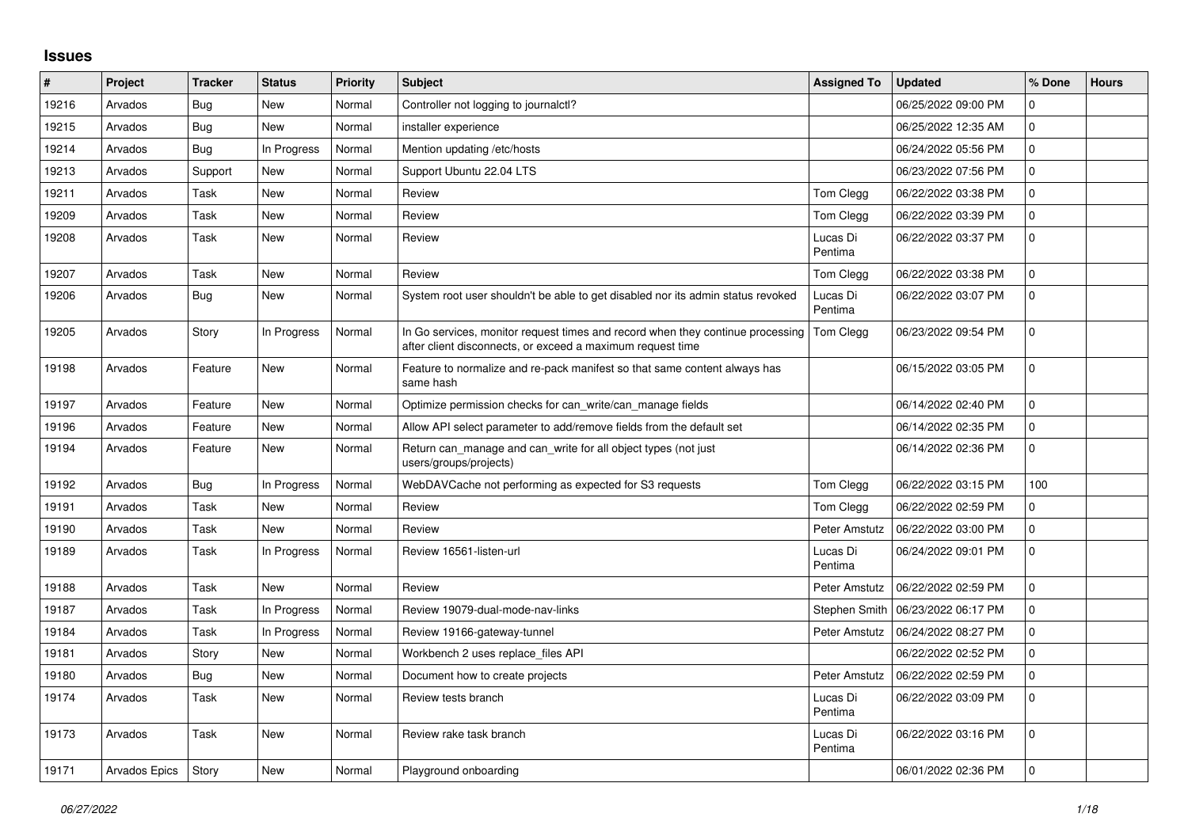## Issues

| # | Project | Tracker | Status | Priority | Subject | Assigned To | Updated | % Done | Hours |
|---|---|---|---|---|---|---|---|---|---|
| 19216 | Arvados | Bug | New | Normal | Controller not logging to journalctl? | | 06/25/2022 09:00 PM | 0 | |
| 19215 | Arvados | Bug | New | Normal | installer experience | | 06/25/2022 12:35 AM | 0 | |
| 19214 | Arvados | Bug | In Progress | Normal | Mention updating /etc/hosts | | 06/24/2022 05:56 PM | 0 | |
| 19213 | Arvados | Support | New | Normal | Support Ubuntu 22.04 LTS | | 06/23/2022 07:56 PM | 0 | |
| 19211 | Arvados | Task | New | Normal | Review | Tom Clegg | 06/22/2022 03:38 PM | 0 | |
| 19209 | Arvados | Task | New | Normal | Review | Tom Clegg | 06/22/2022 03:39 PM | 0 | |
| 19208 | Arvados | Task | New | Normal | Review | Lucas Di Pentima | 06/22/2022 03:37 PM | 0 | |
| 19207 | Arvados | Task | New | Normal | Review | Tom Clegg | 06/22/2022 03:38 PM | 0 | |
| 19206 | Arvados | Bug | New | Normal | System root user shouldn't be able to get disabled nor its admin status revoked | Lucas Di Pentima | 06/22/2022 03:07 PM | 0 | |
| 19205 | Arvados | Story | In Progress | Normal | In Go services, monitor request times and record when they continue processing after client disconnects, or exceed a maximum request time | Tom Clegg | 06/23/2022 09:54 PM | 0 | |
| 19198 | Arvados | Feature | New | Normal | Feature to normalize and re-pack manifest so that same content always has same hash | | 06/15/2022 03:05 PM | 0 | |
| 19197 | Arvados | Feature | New | Normal | Optimize permission checks for can_write/can_manage fields | | 06/14/2022 02:40 PM | 0 | |
| 19196 | Arvados | Feature | New | Normal | Allow API select parameter to add/remove fields from the default set | | 06/14/2022 02:35 PM | 0 | |
| 19194 | Arvados | Feature | New | Normal | Return can_manage and can_write for all object types (not just users/groups/projects) | | 06/14/2022 02:36 PM | 0 | |
| 19192 | Arvados | Bug | In Progress | Normal | WebDAVCache not performing as expected for S3 requests | Tom Clegg | 06/22/2022 03:15 PM | 100 | |
| 19191 | Arvados | Task | New | Normal | Review | Tom Clegg | 06/22/2022 02:59 PM | 0 | |
| 19190 | Arvados | Task | New | Normal | Review | Peter Amstutz | 06/22/2022 03:00 PM | 0 | |
| 19189 | Arvados | Task | In Progress | Normal | Review 16561-listen-url | Lucas Di Pentima | 06/24/2022 09:01 PM | 0 | |
| 19188 | Arvados | Task | New | Normal | Review | Peter Amstutz | 06/22/2022 02:59 PM | 0 | |
| 19187 | Arvados | Task | In Progress | Normal | Review 19079-dual-mode-nav-links | Stephen Smith | 06/23/2022 06:17 PM | 0 | |
| 19184 | Arvados | Task | In Progress | Normal | Review 19166-gateway-tunnel | Peter Amstutz | 06/24/2022 08:27 PM | 0 | |
| 19181 | Arvados | Story | New | Normal | Workbench 2 uses replace_files API | | 06/22/2022 02:52 PM | 0 | |
| 19180 | Arvados | Bug | New | Normal | Document how to create projects | Peter Amstutz | 06/22/2022 02:59 PM | 0 | |
| 19174 | Arvados | Task | New | Normal | Review tests branch | Lucas Di Pentima | 06/22/2022 03:09 PM | 0 | |
| 19173 | Arvados | Task | New | Normal | Review rake task branch | Lucas Di Pentima | 06/22/2022 03:16 PM | 0 | |
| 19171 | Arvados Epics | Story | New | Normal | Playground onboarding | | 06/01/2022 02:36 PM | 0 | |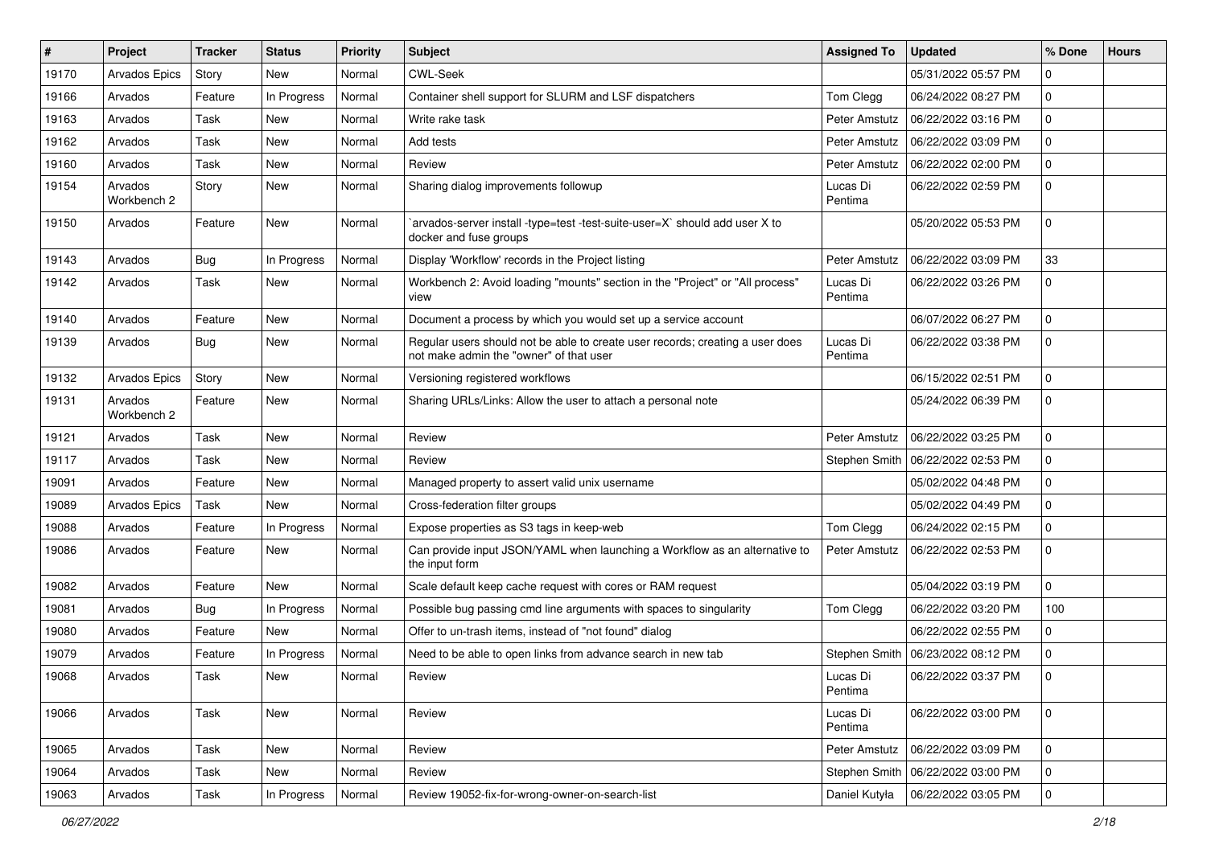| # | Project | Tracker | Status | Priority | Subject | Assigned To | Updated | % Done | Hours |
|---|---|---|---|---|---|---|---|---|---|
| 19170 | Arvados Epics | Story | New | Normal | CWL-Seek | | 05/31/2022 05:57 PM | 0 | |
| 19166 | Arvados | Feature | In Progress | Normal | Container shell support for SLURM and LSF dispatchers | Tom Clegg | 06/24/2022 08:27 PM | 0 | |
| 19163 | Arvados | Task | New | Normal | Write rake task | Peter Amstutz | 06/22/2022 03:16 PM | 0 | |
| 19162 | Arvados | Task | New | Normal | Add tests | Peter Amstutz | 06/22/2022 03:09 PM | 0 | |
| 19160 | Arvados | Task | New | Normal | Review | Peter Amstutz | 06/22/2022 02:00 PM | 0 | |
| 19154 | Arvados Workbench 2 | Story | New | Normal | Sharing dialog improvements followup | Lucas Di Pentima | 06/22/2022 02:59 PM | 0 | |
| 19150 | Arvados | Feature | New | Normal | `arvados-server install -type=test -test-suite-user=X` should add user X to docker and fuse groups | | 05/20/2022 05:53 PM | 0 | |
| 19143 | Arvados | Bug | In Progress | Normal | Display 'Workflow' records in the Project listing | Peter Amstutz | 06/22/2022 03:09 PM | 33 | |
| 19142 | Arvados | Task | New | Normal | Workbench 2: Avoid loading "mounts" section in the "Project" or "All process" view | Lucas Di Pentima | 06/22/2022 03:26 PM | 0 | |
| 19140 | Arvados | Feature | New | Normal | Document a process by which you would set up a service account | | 06/07/2022 06:27 PM | 0 | |
| 19139 | Arvados | Bug | New | Normal | Regular users should not be able to create user records; creating a user does not make admin the "owner" of that user | Lucas Di Pentima | 06/22/2022 03:38 PM | 0 | |
| 19132 | Arvados Epics | Story | New | Normal | Versioning registered workflows | | 06/15/2022 02:51 PM | 0 | |
| 19131 | Arvados Workbench 2 | Feature | New | Normal | Sharing URLs/Links: Allow the user to attach a personal note | | 05/24/2022 06:39 PM | 0 | |
| 19121 | Arvados | Task | New | Normal | Review | Peter Amstutz | 06/22/2022 03:25 PM | 0 | |
| 19117 | Arvados | Task | New | Normal | Review | Stephen Smith | 06/22/2022 02:53 PM | 0 | |
| 19091 | Arvados | Feature | New | Normal | Managed property to assert valid unix username | | 05/02/2022 04:48 PM | 0 | |
| 19089 | Arvados Epics | Task | New | Normal | Cross-federation filter groups | | 05/02/2022 04:49 PM | 0 | |
| 19088 | Arvados | Feature | In Progress | Normal | Expose properties as S3 tags in keep-web | Tom Clegg | 06/24/2022 02:15 PM | 0 | |
| 19086 | Arvados | Feature | New | Normal | Can provide input JSON/YAML when launching a Workflow as an alternative to the input form | Peter Amstutz | 06/22/2022 02:53 PM | 0 | |
| 19082 | Arvados | Feature | New | Normal | Scale default keep cache request with cores or RAM request | | 05/04/2022 03:19 PM | 0 | |
| 19081 | Arvados | Bug | In Progress | Normal | Possible bug passing cmd line arguments with spaces to singularity | Tom Clegg | 06/22/2022 03:20 PM | 100 | |
| 19080 | Arvados | Feature | New | Normal | Offer to un-trash items, instead of "not found" dialog | | 06/22/2022 02:55 PM | 0 | |
| 19079 | Arvados | Feature | In Progress | Normal | Need to be able to open links from advance search in new tab | Stephen Smith | 06/23/2022 08:12 PM | 0 | |
| 19068 | Arvados | Task | New | Normal | Review | Lucas Di Pentima | 06/22/2022 03:37 PM | 0 | |
| 19066 | Arvados | Task | New | Normal | Review | Lucas Di Pentima | 06/22/2022 03:00 PM | 0 | |
| 19065 | Arvados | Task | New | Normal | Review | Peter Amstutz | 06/22/2022 03:09 PM | 0 | |
| 19064 | Arvados | Task | New | Normal | Review | Stephen Smith | 06/22/2022 03:00 PM | 0 | |
| 19063 | Arvados | Task | In Progress | Normal | Review 19052-fix-for-wrong-owner-on-search-list | Daniel Kutyła | 06/22/2022 03:05 PM | 0 | |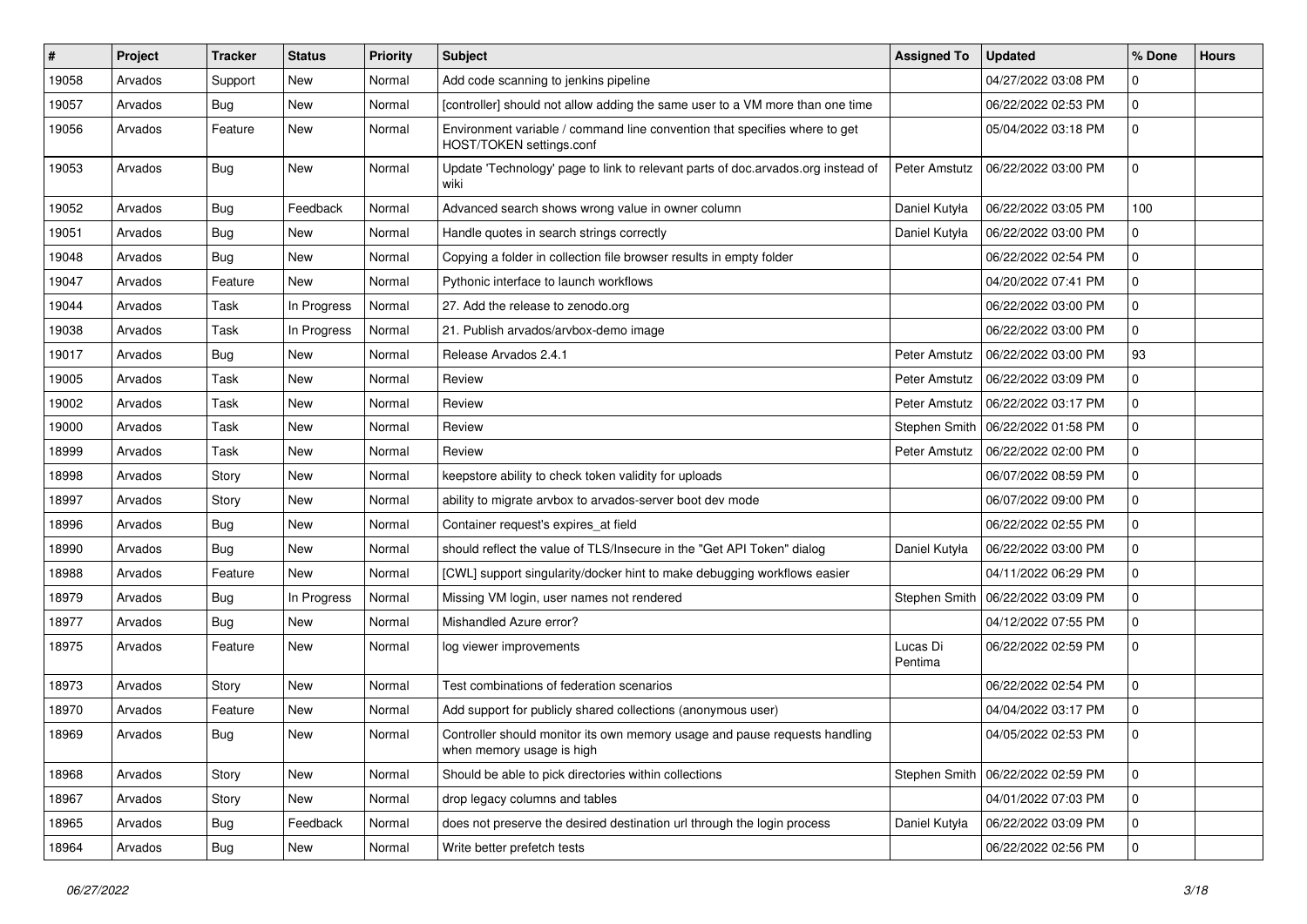| # | Project | Tracker | Status | Priority | Subject | Assigned To | Updated | % Done | Hours |
|---|---|---|---|---|---|---|---|---|---|
| 19058 | Arvados | Support | New | Normal | Add code scanning to jenkins pipeline | | 04/27/2022 03:08 PM | 0 | |
| 19057 | Arvados | Bug | New | Normal | [controller] should not allow adding the same user to a VM more than one time | | 06/22/2022 02:53 PM | 0 | |
| 19056 | Arvados | Feature | New | Normal | Environment variable / command line convention that specifies where to get HOST/TOKEN settings.conf | | 05/04/2022 03:18 PM | 0 | |
| 19053 | Arvados | Bug | New | Normal | Update 'Technology' page to link to relevant parts of doc.arvados.org instead of wiki | Peter Amstutz | 06/22/2022 03:00 PM | 0 | |
| 19052 | Arvados | Bug | Feedback | Normal | Advanced search shows wrong value in owner column | Daniel Kutyła | 06/22/2022 03:05 PM | 100 | |
| 19051 | Arvados | Bug | New | Normal | Handle quotes in search strings correctly | Daniel Kutyła | 06/22/2022 03:00 PM | 0 | |
| 19048 | Arvados | Bug | New | Normal | Copying a folder in collection file browser results in empty folder | | 06/22/2022 02:54 PM | 0 | |
| 19047 | Arvados | Feature | New | Normal | Pythonic interface to launch workflows | | 04/20/2022 07:41 PM | 0 | |
| 19044 | Arvados | Task | In Progress | Normal | 27. Add the release to zenodo.org | | 06/22/2022 03:00 PM | 0 | |
| 19038 | Arvados | Task | In Progress | Normal | 21. Publish arvados/arvbox-demo image | | 06/22/2022 03:00 PM | 0 | |
| 19017 | Arvados | Bug | New | Normal | Release Arvados 2.4.1 | Peter Amstutz | 06/22/2022 03:00 PM | 93 | |
| 19005 | Arvados | Task | New | Normal | Review | Peter Amstutz | 06/22/2022 03:09 PM | 0 | |
| 19002 | Arvados | Task | New | Normal | Review | Peter Amstutz | 06/22/2022 03:17 PM | 0 | |
| 19000 | Arvados | Task | New | Normal | Review | Stephen Smith | 06/22/2022 01:58 PM | 0 | |
| 18999 | Arvados | Task | New | Normal | Review | Peter Amstutz | 06/22/2022 02:00 PM | 0 | |
| 18998 | Arvados | Story | New | Normal | keepstore ability to check token validity for uploads | | 06/07/2022 08:59 PM | 0 | |
| 18997 | Arvados | Story | New | Normal | ability to migrate arvbox to arvados-server boot dev mode | | 06/07/2022 09:00 PM | 0 | |
| 18996 | Arvados | Bug | New | Normal | Container request's expires_at field | | 06/22/2022 02:55 PM | 0 | |
| 18990 | Arvados | Bug | New | Normal | should reflect the value of TLS/Insecure in the "Get API Token" dialog | Daniel Kutyła | 06/22/2022 03:00 PM | 0 | |
| 18988 | Arvados | Feature | New | Normal | [CWL] support singularity/docker hint to make debugging workflows easier | | 04/11/2022 06:29 PM | 0 | |
| 18979 | Arvados | Bug | In Progress | Normal | Missing VM login, user names not rendered | Stephen Smith | 06/22/2022 03:09 PM | 0 | |
| 18977 | Arvados | Bug | New | Normal | Mishandled Azure error? | | 04/12/2022 07:55 PM | 0 | |
| 18975 | Arvados | Feature | New | Normal | log viewer improvements | Lucas Di Pentima | 06/22/2022 02:59 PM | 0 | |
| 18973 | Arvados | Story | New | Normal | Test combinations of federation scenarios | | 06/22/2022 02:54 PM | 0 | |
| 18970 | Arvados | Feature | New | Normal | Add support for publicly shared collections (anonymous user) | | 04/04/2022 03:17 PM | 0 | |
| 18969 | Arvados | Bug | New | Normal | Controller should monitor its own memory usage and pause requests handling when memory usage is high | | 04/05/2022 02:53 PM | 0 | |
| 18968 | Arvados | Story | New | Normal | Should be able to pick directories within collections | Stephen Smith | 06/22/2022 02:59 PM | 0 | |
| 18967 | Arvados | Story | New | Normal | drop legacy columns and tables | | 04/01/2022 07:03 PM | 0 | |
| 18965 | Arvados | Bug | Feedback | Normal | does not preserve the desired destination url through the login process | Daniel Kutyła | 06/22/2022 03:09 PM | 0 | |
| 18964 | Arvados | Bug | New | Normal | Write better prefetch tests | | 06/22/2022 02:56 PM | 0 | |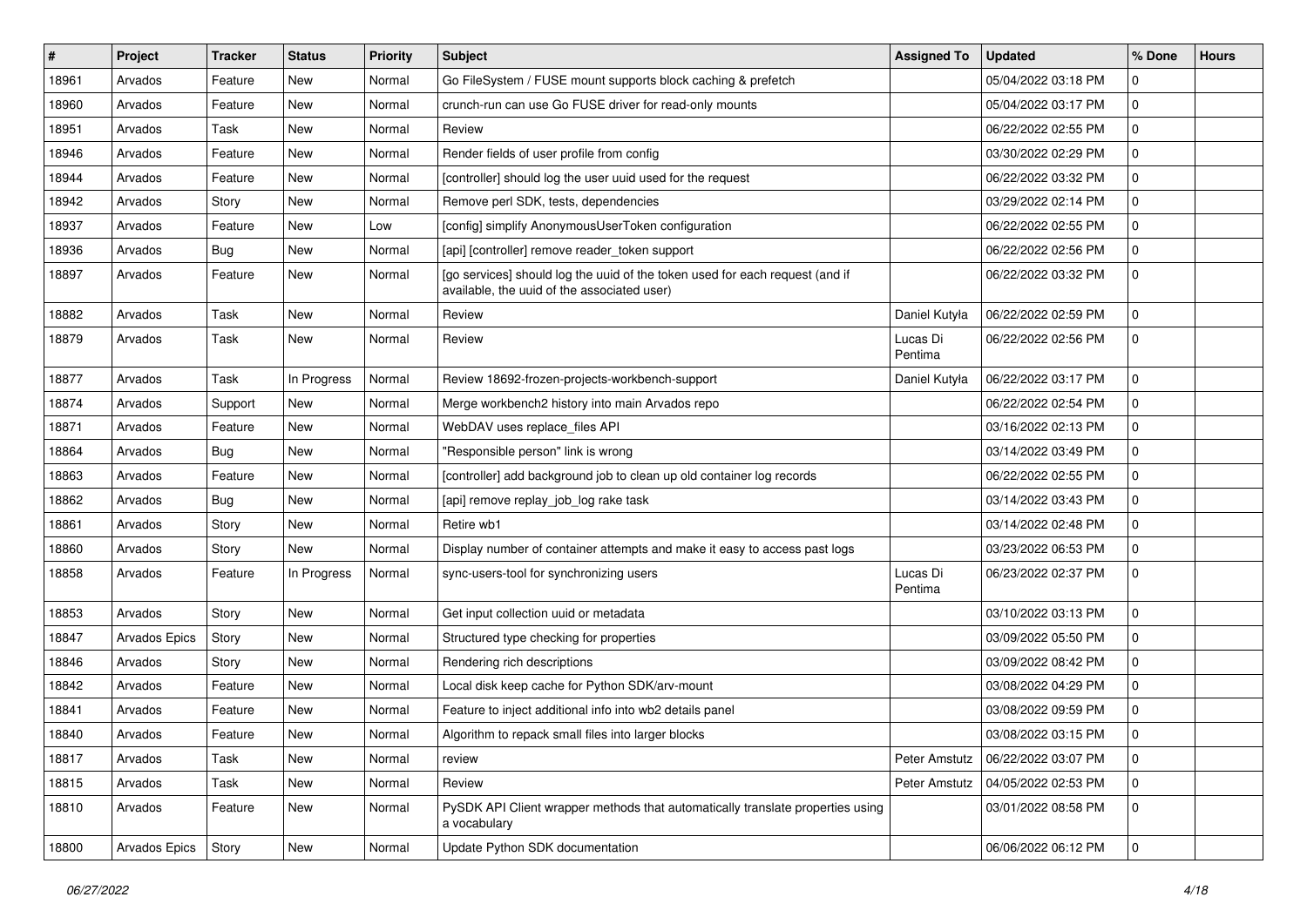| # | Project | Tracker | Status | Priority | Subject | Assigned To | Updated | % Done | Hours |
|---|---|---|---|---|---|---|---|---|---|
| 18961 | Arvados | Feature | New | Normal | Go FileSystem / FUSE mount supports block caching & prefetch | | 05/04/2022 03:18 PM | 0 | |
| 18960 | Arvados | Feature | New | Normal | crunch-run can use Go FUSE driver for read-only mounts | | 05/04/2022 03:17 PM | 0 | |
| 18951 | Arvados | Task | New | Normal | Review | | 06/22/2022 02:55 PM | 0 | |
| 18946 | Arvados | Feature | New | Normal | Render fields of user profile from config | | 03/30/2022 02:29 PM | 0 | |
| 18944 | Arvados | Feature | New | Normal | [controller] should log the user uuid used for the request | | 06/22/2022 03:32 PM | 0 | |
| 18942 | Arvados | Story | New | Normal | Remove perl SDK, tests, dependencies | | 03/29/2022 02:14 PM | 0 | |
| 18937 | Arvados | Feature | New | Low | [config] simplify AnonymousUserToken configuration | | 06/22/2022 02:55 PM | 0 | |
| 18936 | Arvados | Bug | New | Normal | [api] [controller] remove reader_token support | | 06/22/2022 02:56 PM | 0 | |
| 18897 | Arvados | Feature | New | Normal | [go services] should log the uuid of the token used for each request (and if available, the uuid of the associated user) | | 06/22/2022 03:32 PM | 0 | |
| 18882 | Arvados | Task | New | Normal | Review | Daniel Kutyła | 06/22/2022 02:59 PM | 0 | |
| 18879 | Arvados | Task | New | Normal | Review | Lucas Di Pentima | 06/22/2022 02:56 PM | 0 | |
| 18877 | Arvados | Task | In Progress | Normal | Review 18692-frozen-projects-workbench-support | Daniel Kutyła | 06/22/2022 03:17 PM | 0 | |
| 18874 | Arvados | Support | New | Normal | Merge workbench2 history into main Arvados repo | | 06/22/2022 02:54 PM | 0 | |
| 18871 | Arvados | Feature | New | Normal | WebDAV uses replace_files API | | 03/16/2022 02:13 PM | 0 | |
| 18864 | Arvados | Bug | New | Normal | "Responsible person" link is wrong | | 03/14/2022 03:49 PM | 0 | |
| 18863 | Arvados | Feature | New | Normal | [controller] add background job to clean up old container log records | | 06/22/2022 02:55 PM | 0 | |
| 18862 | Arvados | Bug | New | Normal | [api] remove replay_job_log rake task | | 03/14/2022 03:43 PM | 0 | |
| 18861 | Arvados | Story | New | Normal | Retire wb1 | | 03/14/2022 02:48 PM | 0 | |
| 18860 | Arvados | Story | New | Normal | Display number of container attempts and make it easy to access past logs | | 03/23/2022 06:53 PM | 0 | |
| 18858 | Arvados | Feature | In Progress | Normal | sync-users-tool for synchronizing users | Lucas Di Pentima | 06/23/2022 02:37 PM | 0 | |
| 18853 | Arvados | Story | New | Normal | Get input collection uuid or metadata | | 03/10/2022 03:13 PM | 0 | |
| 18847 | Arvados Epics | Story | New | Normal | Structured type checking for properties | | 03/09/2022 05:50 PM | 0 | |
| 18846 | Arvados | Story | New | Normal | Rendering rich descriptions | | 03/09/2022 08:42 PM | 0 | |
| 18842 | Arvados | Feature | New | Normal | Local disk keep cache for Python SDK/arv-mount | | 03/08/2022 04:29 PM | 0 | |
| 18841 | Arvados | Feature | New | Normal | Feature to inject additional info into wb2 details panel | | 03/08/2022 09:59 PM | 0 | |
| 18840 | Arvados | Feature | New | Normal | Algorithm to repack small files into larger blocks | | 03/08/2022 03:15 PM | 0 | |
| 18817 | Arvados | Task | New | Normal | review | Peter Amstutz | 06/22/2022 03:07 PM | 0 | |
| 18815 | Arvados | Task | New | Normal | Review | Peter Amstutz | 04/05/2022 02:53 PM | 0 | |
| 18810 | Arvados | Feature | New | Normal | PySDK API Client wrapper methods that automatically translate properties using a vocabulary | | 03/01/2022 08:58 PM | 0 | |
| 18800 | Arvados Epics | Story | New | Normal | Update Python SDK documentation | | 06/06/2022 06:12 PM | 0 | |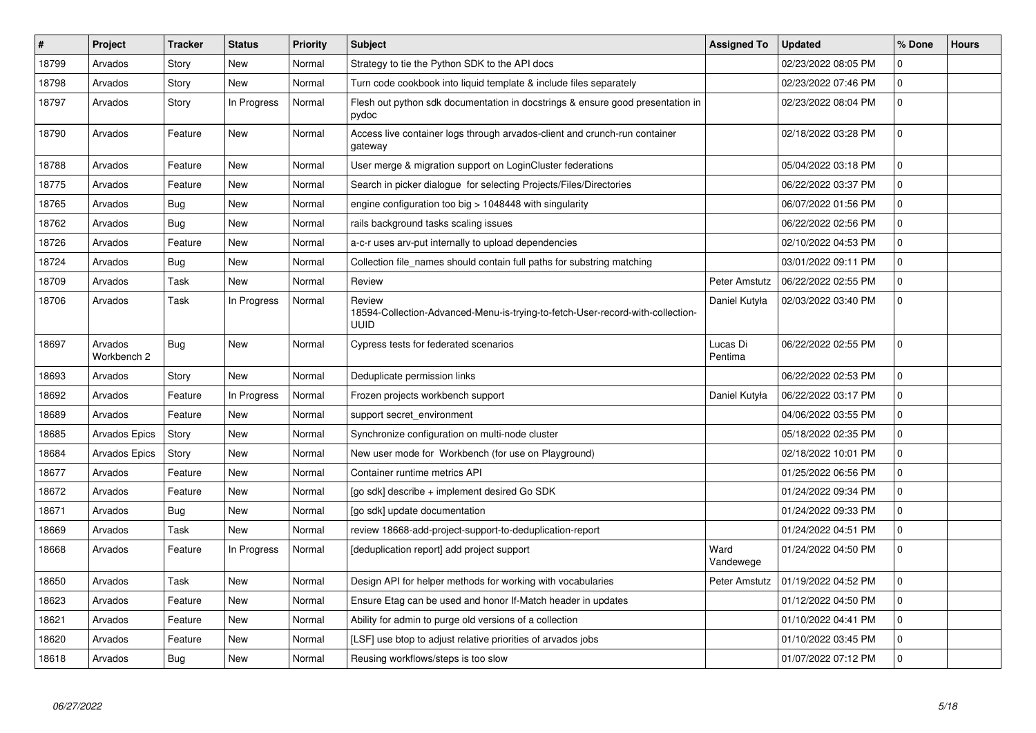| # | Project | Tracker | Status | Priority | Subject | Assigned To | Updated | % Done | Hours |
|---|---|---|---|---|---|---|---|---|---|
| 18799 | Arvados | Story | New | Normal | Strategy to tie the Python SDK to the API docs | | 02/23/2022 08:05 PM | 0 | |
| 18798 | Arvados | Story | New | Normal | Turn code cookbook into liquid template & include files separately | | 02/23/2022 07:46 PM | 0 | |
| 18797 | Arvados | Story | In Progress | Normal | Flesh out python sdk documentation in docstrings & ensure good presentation in pydoc | | 02/23/2022 08:04 PM | 0 | |
| 18790 | Arvados | Feature | New | Normal | Access live container logs through arvados-client and crunch-run container gateway | | 02/18/2022 03:28 PM | 0 | |
| 18788 | Arvados | Feature | New | Normal | User merge & migration support on LoginCluster federations | | 05/04/2022 03:18 PM | 0 | |
| 18775 | Arvados | Feature | New | Normal | Search in picker dialogue for selecting Projects/Files/Directories | | 06/22/2022 03:37 PM | 0 | |
| 18765 | Arvados | Bug | New | Normal | engine configuration too big > 1048448 with singularity | | 06/07/2022 01:56 PM | 0 | |
| 18762 | Arvados | Bug | New | Normal | rails background tasks scaling issues | | 06/22/2022 02:56 PM | 0 | |
| 18726 | Arvados | Feature | New | Normal | a-c-r uses arv-put internally to upload dependencies | | 02/10/2022 04:53 PM | 0 | |
| 18724 | Arvados | Bug | New | Normal | Collection file_names should contain full paths for substring matching | | 03/01/2022 09:11 PM | 0 | |
| 18709 | Arvados | Task | New | Normal | Review | Peter Amstutz | 06/22/2022 02:55 PM | 0 | |
| 18706 | Arvados | Task | In Progress | Normal | Review 18594-Collection-Advanced-Menu-is-trying-to-fetch-User-record-with-collection-UUID | Daniel Kutyła | 02/03/2022 03:40 PM | 0 | |
| 18697 | Arvados Workbench 2 | Bug | New | Normal | Cypress tests for federated scenarios | Lucas Di Pentima | 06/22/2022 02:55 PM | 0 | |
| 18693 | Arvados | Story | New | Normal | Deduplicate permission links | | 06/22/2022 02:53 PM | 0 | |
| 18692 | Arvados | Feature | In Progress | Normal | Frozen projects workbench support | Daniel Kutyła | 06/22/2022 03:17 PM | 0 | |
| 18689 | Arvados | Feature | New | Normal | support secret_environment | | 04/06/2022 03:55 PM | 0 | |
| 18685 | Arvados Epics | Story | New | Normal | Synchronize configuration on multi-node cluster | | 05/18/2022 02:35 PM | 0 | |
| 18684 | Arvados Epics | Story | New | Normal | New user mode for Workbench (for use on Playground) | | 02/18/2022 10:01 PM | 0 | |
| 18677 | Arvados | Feature | New | Normal | Container runtime metrics API | | 01/25/2022 06:56 PM | 0 | |
| 18672 | Arvados | Feature | New | Normal | [go sdk] describe + implement desired Go SDK | | 01/24/2022 09:34 PM | 0 | |
| 18671 | Arvados | Bug | New | Normal | [go sdk] update documentation | | 01/24/2022 09:33 PM | 0 | |
| 18669 | Arvados | Task | New | Normal | review 18668-add-project-support-to-deduplication-report | | 01/24/2022 04:51 PM | 0 | |
| 18668 | Arvados | Feature | In Progress | Normal | [deduplication report] add project support | Ward Vandewege | 01/24/2022 04:50 PM | 0 | |
| 18650 | Arvados | Task | New | Normal | Design API for helper methods for working with vocabularies | Peter Amstutz | 01/19/2022 04:52 PM | 0 | |
| 18623 | Arvados | Feature | New | Normal | Ensure Etag can be used and honor If-Match header in updates | | 01/12/2022 04:50 PM | 0 | |
| 18621 | Arvados | Feature | New | Normal | Ability for admin to purge old versions of a collection | | 01/10/2022 04:41 PM | 0 | |
| 18620 | Arvados | Feature | New | Normal | [LSF] use btop to adjust relative priorities of arvados jobs | | 01/10/2022 03:45 PM | 0 | |
| 18618 | Arvados | Bug | New | Normal | Reusing workflows/steps is too slow | | 01/07/2022 07:12 PM | 0 | |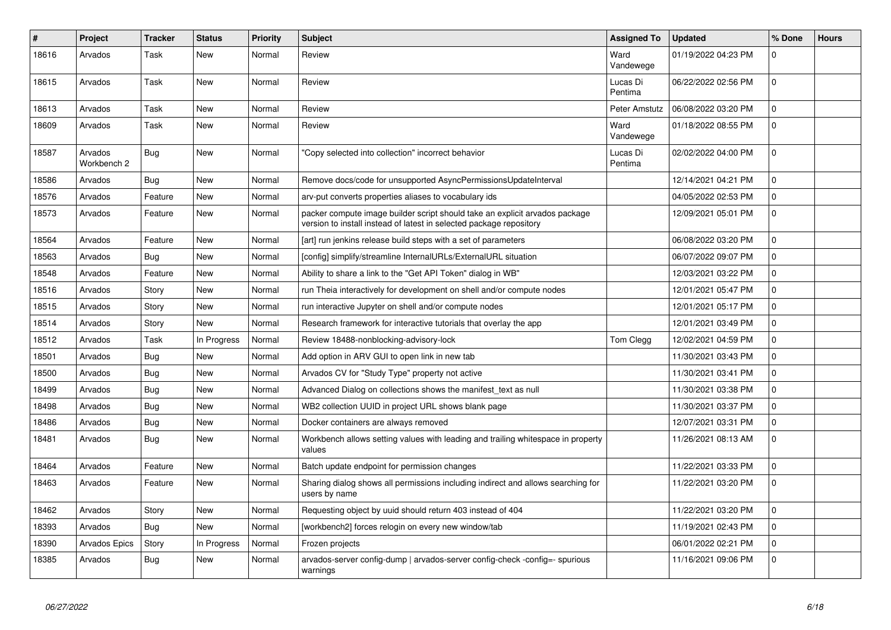| # | Project | Tracker | Status | Priority | Subject | Assigned To | Updated | % Done | Hours |
|---|---|---|---|---|---|---|---|---|---|
| 18616 | Arvados | Task | New | Normal | Review | Ward Vandewege | 01/19/2022 04:23 PM | 0 | |
| 18615 | Arvados | Task | New | Normal | Review | Lucas Di Pentima | 06/22/2022 02:56 PM | 0 | |
| 18613 | Arvados | Task | New | Normal | Review | Peter Amstutz | 06/08/2022 03:20 PM | 0 | |
| 18609 | Arvados | Task | New | Normal | Review | Ward Vandewege | 01/18/2022 08:55 PM | 0 | |
| 18587 | Arvados Workbench 2 | Bug | New | Normal | "Copy selected into collection" incorrect behavior | Lucas Di Pentima | 02/02/2022 04:00 PM | 0 | |
| 18586 | Arvados | Bug | New | Normal | Remove docs/code for unsupported AsyncPermissionsUpdateInterval | | 12/14/2021 04:21 PM | 0 | |
| 18576 | Arvados | Feature | New | Normal | arv-put converts properties aliases to vocabulary ids | | 04/05/2022 02:53 PM | 0 | |
| 18573 | Arvados | Feature | New | Normal | packer compute image builder script should take an explicit arvados package version to install instead of latest in selected package repository | | 12/09/2021 05:01 PM | 0 | |
| 18564 | Arvados | Feature | New | Normal | [art] run jenkins release build steps with a set of parameters | | 06/08/2022 03:20 PM | 0 | |
| 18563 | Arvados | Bug | New | Normal | [config] simplify/streamline InternalURLs/ExternalURL situation | | 06/07/2022 09:07 PM | 0 | |
| 18548 | Arvados | Feature | New | Normal | Ability to share a link to the "Get API Token" dialog in WB" | | 12/03/2021 03:22 PM | 0 | |
| 18516 | Arvados | Story | New | Normal | run Theia interactively for development on shell and/or compute nodes | | 12/01/2021 05:47 PM | 0 | |
| 18515 | Arvados | Story | New | Normal | run interactive Jupyter on shell and/or compute nodes | | 12/01/2021 05:17 PM | 0 | |
| 18514 | Arvados | Story | New | Normal | Research framework for interactive tutorials that overlay the app | | 12/01/2021 03:49 PM | 0 | |
| 18512 | Arvados | Task | In Progress | Normal | Review 18488-nonblocking-advisory-lock | Tom Clegg | 12/02/2021 04:59 PM | 0 | |
| 18501 | Arvados | Bug | New | Normal | Add option in ARV GUI to open link in new tab | | 11/30/2021 03:43 PM | 0 | |
| 18500 | Arvados | Bug | New | Normal | Arvados CV for "Study Type" property not active | | 11/30/2021 03:41 PM | 0 | |
| 18499 | Arvados | Bug | New | Normal | Advanced Dialog on collections shows the manifest_text as null | | 11/30/2021 03:38 PM | 0 | |
| 18498 | Arvados | Bug | New | Normal | WB2 collection UUID in project URL shows blank page | | 11/30/2021 03:37 PM | 0 | |
| 18486 | Arvados | Bug | New | Normal | Docker containers are always removed | | 12/07/2021 03:31 PM | 0 | |
| 18481 | Arvados | Bug | New | Normal | Workbench allows setting values with leading and trailing whitespace in property values | | 11/26/2021 08:13 AM | 0 | |
| 18464 | Arvados | Feature | New | Normal | Batch update endpoint for permission changes | | 11/22/2021 03:33 PM | 0 | |
| 18463 | Arvados | Feature | New | Normal | Sharing dialog shows all permissions including indirect and allows searching for users by name | | 11/22/2021 03:20 PM | 0 | |
| 18462 | Arvados | Story | New | Normal | Requesting object by uuid should return 403 instead of 404 | | 11/22/2021 03:20 PM | 0 | |
| 18393 | Arvados | Bug | New | Normal | [workbench2] forces relogin on every new window/tab | | 11/19/2021 02:43 PM | 0 | |
| 18390 | Arvados Epics | Story | In Progress | Normal | Frozen projects | | 06/01/2022 02:21 PM | 0 | |
| 18385 | Arvados | Bug | New | Normal | arvados-server config-dump \| arvados-server config-check -config=- spurious warnings | | 11/16/2021 09:06 PM | 0 | |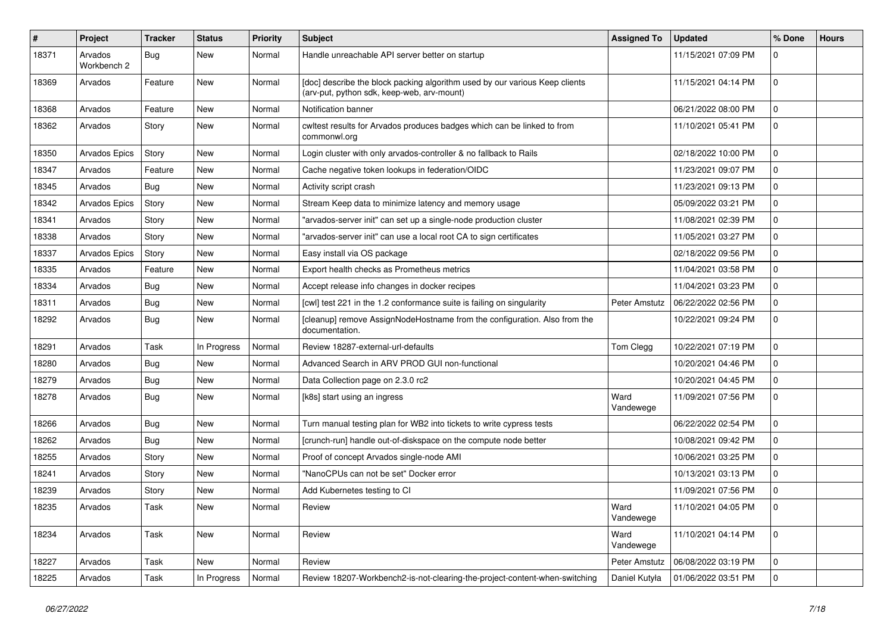| # | Project | Tracker | Status | Priority | Subject | Assigned To | Updated | % Done | Hours |
|---|---|---|---|---|---|---|---|---|---|
| 18371 | Arvados Workbench 2 | Bug | New | Normal | Handle unreachable API server better on startup | | 11/15/2021 07:09 PM | 0 | |
| 18369 | Arvados | Feature | New | Normal | [doc] describe the block packing algorithm used by our various Keep clients (arv-put, python sdk, keep-web, arv-mount) | | 11/15/2021 04:14 PM | 0 | |
| 18368 | Arvados | Feature | New | Normal | Notification banner | | 06/21/2022 08:00 PM | 0 | |
| 18362 | Arvados | Story | New | Normal | cwltest results for Arvados produces badges which can be linked to from commonwl.org | | 11/10/2021 05:41 PM | 0 | |
| 18350 | Arvados Epics | Story | New | Normal | Login cluster with only arvados-controller & no fallback to Rails | | 02/18/2022 10:00 PM | 0 | |
| 18347 | Arvados | Feature | New | Normal | Cache negative token lookups in federation/OIDC | | 11/23/2021 09:07 PM | 0 | |
| 18345 | Arvados | Bug | New | Normal | Activity script crash | | 11/23/2021 09:13 PM | 0 | |
| 18342 | Arvados Epics | Story | New | Normal | Stream Keep data to minimize latency and memory usage | | 05/09/2022 03:21 PM | 0 | |
| 18341 | Arvados | Story | New | Normal | "arvados-server init" can set up a single-node production cluster | | 11/08/2021 02:39 PM | 0 | |
| 18338 | Arvados | Story | New | Normal | "arvados-server init" can use a local root CA to sign certificates | | 11/05/2021 03:27 PM | 0 | |
| 18337 | Arvados Epics | Story | New | Normal | Easy install via OS package | | 02/18/2022 09:56 PM | 0 | |
| 18335 | Arvados | Feature | New | Normal | Export health checks as Prometheus metrics | | 11/04/2021 03:58 PM | 0 | |
| 18334 | Arvados | Bug | New | Normal | Accept release info changes in docker recipes | | 11/04/2021 03:23 PM | 0 | |
| 18311 | Arvados | Bug | New | Normal | [cwl] test 221 in the 1.2 conformance suite is failing on singularity | Peter Amstutz | 06/22/2022 02:56 PM | 0 | |
| 18292 | Arvados | Bug | New | Normal | [cleanup] remove AssignNodeHostname from the configuration. Also from the documentation. | | 10/22/2021 09:24 PM | 0 | |
| 18291 | Arvados | Task | In Progress | Normal | Review 18287-external-url-defaults | Tom Clegg | 10/22/2021 07:19 PM | 0 | |
| 18280 | Arvados | Bug | New | Normal | Advanced Search in ARV PROD GUI non-functional | | 10/20/2021 04:46 PM | 0 | |
| 18279 | Arvados | Bug | New | Normal | Data Collection page on 2.3.0 rc2 | | 10/20/2021 04:45 PM | 0 | |
| 18278 | Arvados | Bug | New | Normal | [k8s] start using an ingress | Ward Vandewege | 11/09/2021 07:56 PM | 0 | |
| 18266 | Arvados | Bug | New | Normal | Turn manual testing plan for WB2 into tickets to write cypress tests | | 06/22/2022 02:54 PM | 0 | |
| 18262 | Arvados | Bug | New | Normal | [crunch-run] handle out-of-diskspace on the compute node better | | 10/08/2021 09:42 PM | 0 | |
| 18255 | Arvados | Story | New | Normal | Proof of concept Arvados single-node AMI | | 10/06/2021 03:25 PM | 0 | |
| 18241 | Arvados | Story | New | Normal | "NanoCPUs can not be set" Docker error | | 10/13/2021 03:13 PM | 0 | |
| 18239 | Arvados | Story | New | Normal | Add Kubernetes testing to CI | | 11/09/2021 07:56 PM | 0 | |
| 18235 | Arvados | Task | New | Normal | Review | Ward Vandewege | 11/10/2021 04:05 PM | 0 | |
| 18234 | Arvados | Task | New | Normal | Review | Ward Vandewege | 11/10/2021 04:14 PM | 0 | |
| 18227 | Arvados | Task | New | Normal | Review | Peter Amstutz | 06/08/2022 03:19 PM | 0 | |
| 18225 | Arvados | Task | In Progress | Normal | Review 18207-Workbench2-is-not-clearing-the-project-content-when-switching | Daniel Kutyła | 01/06/2022 03:51 PM | 0 | |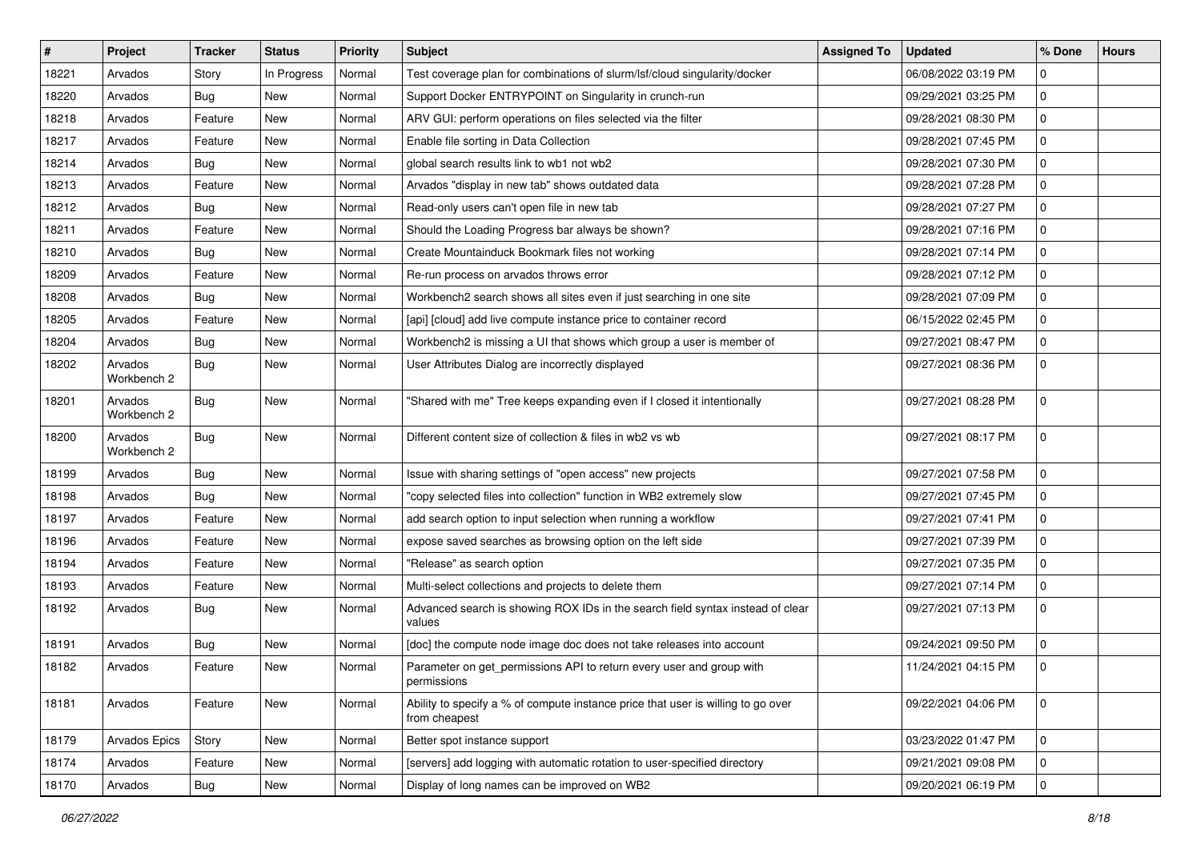| # | Project | Tracker | Status | Priority | Subject | Assigned To | Updated | % Done | Hours |
|---|---|---|---|---|---|---|---|---|---|
| 18221 | Arvados | Story | In Progress | Normal | Test coverage plan for combinations of slurm/lsf/cloud singularity/docker | | 06/08/2022 03:19 PM | 0 | |
| 18220 | Arvados | Bug | New | Normal | Support Docker ENTRYPOINT on Singularity in crunch-run | | 09/29/2021 03:25 PM | 0 | |
| 18218 | Arvados | Feature | New | Normal | ARV GUI: perform operations on files selected via the filter | | 09/28/2021 08:30 PM | 0 | |
| 18217 | Arvados | Feature | New | Normal | Enable file sorting in Data Collection | | 09/28/2021 07:45 PM | 0 | |
| 18214 | Arvados | Bug | New | Normal | global search results link to wb1 not wb2 | | 09/28/2021 07:30 PM | 0 | |
| 18213 | Arvados | Feature | New | Normal | Arvados "display in new tab" shows outdated data | | 09/28/2021 07:28 PM | 0 | |
| 18212 | Arvados | Bug | New | Normal | Read-only users can't open file in new tab | | 09/28/2021 07:27 PM | 0 | |
| 18211 | Arvados | Feature | New | Normal | Should the Loading Progress bar always be shown? | | 09/28/2021 07:16 PM | 0 | |
| 18210 | Arvados | Bug | New | Normal | Create Mountainduck Bookmark files not working | | 09/28/2021 07:14 PM | 0 | |
| 18209 | Arvados | Feature | New | Normal | Re-run process on arvados throws error | | 09/28/2021 07:12 PM | 0 | |
| 18208 | Arvados | Bug | New | Normal | Workbench2 search shows all sites even if just searching in one site | | 09/28/2021 07:09 PM | 0 | |
| 18205 | Arvados | Feature | New | Normal | [api] [cloud] add live compute instance price to container record | | 06/15/2022 02:45 PM | 0 | |
| 18204 | Arvados | Bug | New | Normal | Workbench2 is missing a UI that shows which group a user is member of | | 09/27/2021 08:47 PM | 0 | |
| 18202 | Arvados Workbench 2 | Bug | New | Normal | User Attributes Dialog are incorrectly displayed | | 09/27/2021 08:36 PM | 0 | |
| 18201 | Arvados Workbench 2 | Bug | New | Normal | "Shared with me" Tree keeps expanding even if I closed it intentionally | | 09/27/2021 08:28 PM | 0 | |
| 18200 | Arvados Workbench 2 | Bug | New | Normal | Different content size of collection & files in wb2 vs wb | | 09/27/2021 08:17 PM | 0 | |
| 18199 | Arvados | Bug | New | Normal | Issue with sharing settings of "open access" new projects | | 09/27/2021 07:58 PM | 0 | |
| 18198 | Arvados | Bug | New | Normal | "copy selected files into collection" function in WB2 extremely slow | | 09/27/2021 07:45 PM | 0 | |
| 18197 | Arvados | Feature | New | Normal | add search option to input selection when running a workflow | | 09/27/2021 07:41 PM | 0 | |
| 18196 | Arvados | Feature | New | Normal | expose saved searches as browsing option on the left side | | 09/27/2021 07:39 PM | 0 | |
| 18194 | Arvados | Feature | New | Normal | "Release" as search option | | 09/27/2021 07:35 PM | 0 | |
| 18193 | Arvados | Feature | New | Normal | Multi-select collections and projects to delete them | | 09/27/2021 07:14 PM | 0 | |
| 18192 | Arvados | Bug | New | Normal | Advanced search is showing ROX IDs in the search field syntax instead of clear values | | 09/27/2021 07:13 PM | 0 | |
| 18191 | Arvados | Bug | New | Normal | [doc] the compute node image doc does not take releases into account | | 09/24/2021 09:50 PM | 0 | |
| 18182 | Arvados | Feature | New | Normal | Parameter on get_permissions API to return every user and group with permissions | | 11/24/2021 04:15 PM | 0 | |
| 18181 | Arvados | Feature | New | Normal | Ability to specify a % of compute instance price that user is willing to go over from cheapest | | 09/22/2021 04:06 PM | 0 | |
| 18179 | Arvados Epics | Story | New | Normal | Better spot instance support | | 03/23/2022 01:47 PM | 0 | |
| 18174 | Arvados | Feature | New | Normal | [servers] add logging with automatic rotation to user-specified directory | | 09/21/2021 09:08 PM | 0 | |
| 18170 | Arvados | Bug | New | Normal | Display of long names can be improved on WB2 | | 09/20/2021 06:19 PM | 0 | |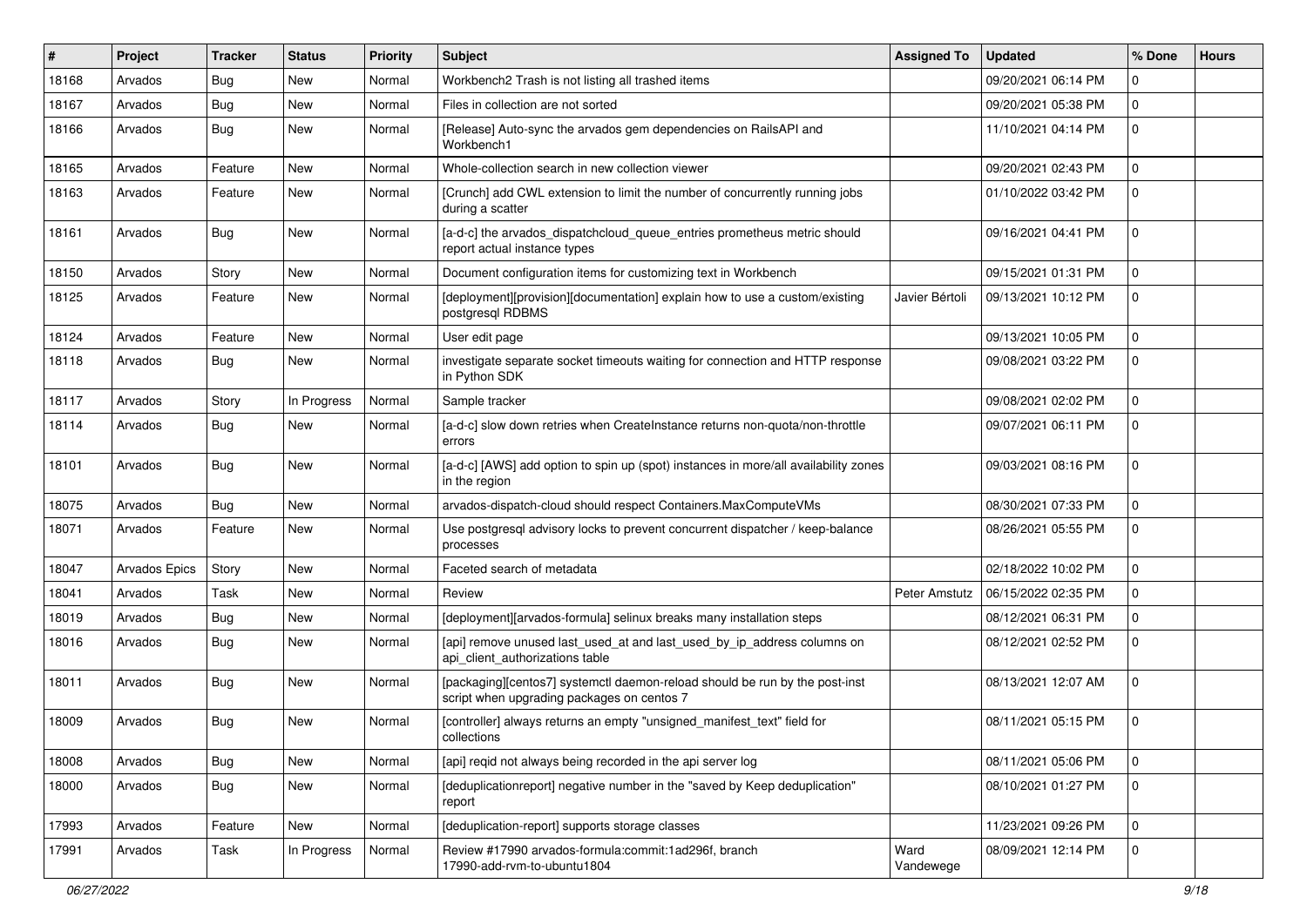| # | Project | Tracker | Status | Priority | Subject | Assigned To | Updated | % Done | Hours |
|---|---|---|---|---|---|---|---|---|---|
| 18168 | Arvados | Bug | New | Normal | Workbench2 Trash is not listing all trashed items | | 09/20/2021 06:14 PM | 0 | |
| 18167 | Arvados | Bug | New | Normal | Files in collection are not sorted | | 09/20/2021 05:38 PM | 0 | |
| 18166 | Arvados | Bug | New | Normal | [Release] Auto-sync the arvados gem dependencies on RailsAPI and Workbench1 | | 11/10/2021 04:14 PM | 0 | |
| 18165 | Arvados | Feature | New | Normal | Whole-collection search in new collection viewer | | 09/20/2021 02:43 PM | 0 | |
| 18163 | Arvados | Feature | New | Normal | [Crunch] add CWL extension to limit the number of concurrently running jobs during a scatter | | 01/10/2022 03:42 PM | 0 | |
| 18161 | Arvados | Bug | New | Normal | [a-d-c] the arvados_dispatchcloud_queue_entries prometheus metric should report actual instance types | | 09/16/2021 04:41 PM | 0 | |
| 18150 | Arvados | Story | New | Normal | Document configuration items for customizing text in Workbench | | 09/15/2021 01:31 PM | 0 | |
| 18125 | Arvados | Feature | New | Normal | [deployment][provision][documentation] explain how to use a custom/existing postgresql RDBMS | Javier Bértoli | 09/13/2021 10:12 PM | 0 | |
| 18124 | Arvados | Feature | New | Normal | User edit page | | 09/13/2021 10:05 PM | 0 | |
| 18118 | Arvados | Bug | New | Normal | investigate separate socket timeouts waiting for connection and HTTP response in Python SDK | | 09/08/2021 03:22 PM | 0 | |
| 18117 | Arvados | Story | In Progress | Normal | Sample tracker | | 09/08/2021 02:02 PM | 0 | |
| 18114 | Arvados | Bug | New | Normal | [a-d-c] slow down retries when CreateInstance returns non-quota/non-throttle errors | | 09/07/2021 06:11 PM | 0 | |
| 18101 | Arvados | Bug | New | Normal | [a-d-c] [AWS] add option to spin up (spot) instances in more/all availability zones in the region | | 09/03/2021 08:16 PM | 0 | |
| 18075 | Arvados | Bug | New | Normal | arvados-dispatch-cloud should respect Containers.MaxComputeVMs | | 08/30/2021 07:33 PM | 0 | |
| 18071 | Arvados | Feature | New | Normal | Use postgresql advisory locks to prevent concurrent dispatcher / keep-balance processes | | 08/26/2021 05:55 PM | 0 | |
| 18047 | Arvados Epics | Story | New | Normal | Faceted search of metadata | | 02/18/2022 10:02 PM | 0 | |
| 18041 | Arvados | Task | New | Normal | Review | Peter Amstutz | 06/15/2022 02:35 PM | 0 | |
| 18019 | Arvados | Bug | New | Normal | [deployment][arvados-formula] selinux breaks many installation steps | | 08/12/2021 06:31 PM | 0 | |
| 18016 | Arvados | Bug | New | Normal | [api] remove unused last_used_at and last_used_by_ip_address columns on api_client_authorizations table | | 08/12/2021 02:52 PM | 0 | |
| 18011 | Arvados | Bug | New | Normal | [packaging][centos7] systemctl daemon-reload should be run by the post-inst script when upgrading packages on centos 7 | | 08/13/2021 12:07 AM | 0 | |
| 18009 | Arvados | Bug | New | Normal | [controller] always returns an empty "unsigned_manifest_text" field for collections | | 08/11/2021 05:15 PM | 0 | |
| 18008 | Arvados | Bug | New | Normal | [api] reqid not always being recorded in the api server log | | 08/11/2021 05:06 PM | 0 | |
| 18000 | Arvados | Bug | New | Normal | [deduplicationreport] negative number in the "saved by Keep deduplication" report | | 08/10/2021 01:27 PM | 0 | |
| 17993 | Arvados | Feature | New | Normal | [deduplication-report] supports storage classes | | 11/23/2021 09:26 PM | 0 | |
| 17991 | Arvados | Task | In Progress | Normal | Review #17990 arvados-formula:commit:1ad296f, branch 17990-add-rvm-to-ubuntu1804 | Ward Vandewege | 08/09/2021 12:14 PM | 0 | |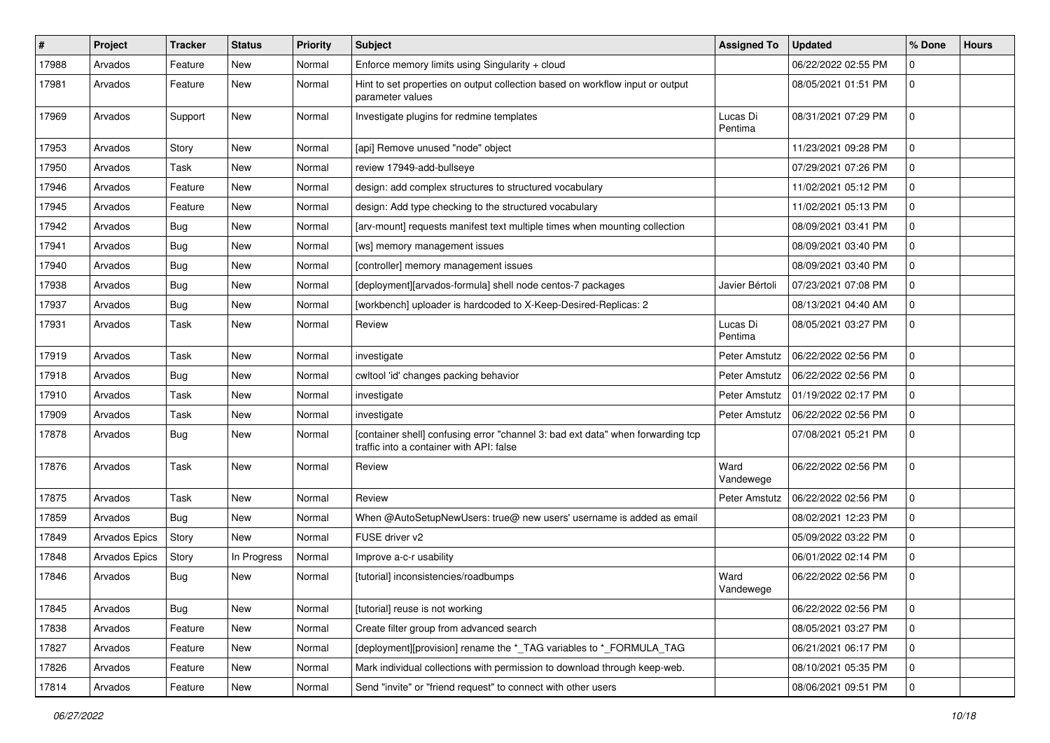| # | Project | Tracker | Status | Priority | Subject | Assigned To | Updated | % Done | Hours |
|---|---|---|---|---|---|---|---|---|---|
| 17988 | Arvados | Feature | New | Normal | Enforce memory limits using Singularity + cloud | | 06/22/2022 02:55 PM | 0 | |
| 17981 | Arvados | Feature | New | Normal | Hint to set properties on output collection based on workflow input or output parameter values | | 08/05/2021 01:51 PM | 0 | |
| 17969 | Arvados | Support | New | Normal | Investigate plugins for redmine templates | Lucas Di Pentima | 08/31/2021 07:29 PM | 0 | |
| 17953 | Arvados | Story | New | Normal | [api] Remove unused "node" object | | 11/23/2021 09:28 PM | 0 | |
| 17950 | Arvados | Task | New | Normal | review 17949-add-bullseye | | 07/29/2021 07:26 PM | 0 | |
| 17946 | Arvados | Feature | New | Normal | design: add complex structures to structured vocabulary | | 11/02/2021 05:12 PM | 0 | |
| 17945 | Arvados | Feature | New | Normal | design: Add type checking to the structured vocabulary | | 11/02/2021 05:13 PM | 0 | |
| 17942 | Arvados | Bug | New | Normal | [arv-mount] requests manifest text multiple times when mounting collection | | 08/09/2021 03:41 PM | 0 | |
| 17941 | Arvados | Bug | New | Normal | [ws] memory management issues | | 08/09/2021 03:40 PM | 0 | |
| 17940 | Arvados | Bug | New | Normal | [controller] memory management issues | | 08/09/2021 03:40 PM | 0 | |
| 17938 | Arvados | Bug | New | Normal | [deployment][arvados-formula] shell node centos-7 packages | Javier Bértoli | 07/23/2021 07:08 PM | 0 | |
| 17937 | Arvados | Bug | New | Normal | [workbench] uploader is hardcoded to X-Keep-Desired-Replicas: 2 | | 08/13/2021 04:40 AM | 0 | |
| 17931 | Arvados | Task | New | Normal | Review | Lucas Di Pentima | 08/05/2021 03:27 PM | 0 | |
| 17919 | Arvados | Task | New | Normal | investigate | Peter Amstutz | 06/22/2022 02:56 PM | 0 | |
| 17918 | Arvados | Bug | New | Normal | cwltool 'id' changes packing behavior | Peter Amstutz | 06/22/2022 02:56 PM | 0 | |
| 17910 | Arvados | Task | New | Normal | investigate | Peter Amstutz | 01/19/2022 02:17 PM | 0 | |
| 17909 | Arvados | Task | New | Normal | investigate | Peter Amstutz | 06/22/2022 02:56 PM | 0 | |
| 17878 | Arvados | Bug | New | Normal | [container shell] confusing error "channel 3: bad ext data" when forwarding tcp traffic into a container with API: false | | 07/08/2021 05:21 PM | 0 | |
| 17876 | Arvados | Task | New | Normal | Review | Ward Vandewege | 06/22/2022 02:56 PM | 0 | |
| 17875 | Arvados | Task | New | Normal | Review | Peter Amstutz | 06/22/2022 02:56 PM | 0 | |
| 17859 | Arvados | Bug | New | Normal | When @AutoSetupNewUsers: true@ new users' username is added as email | | 08/02/2021 12:23 PM | 0 | |
| 17849 | Arvados Epics | Story | New | Normal | FUSE driver v2 | | 05/09/2022 03:22 PM | 0 | |
| 17848 | Arvados Epics | Story | In Progress | Normal | Improve a-c-r usability | | 06/01/2022 02:14 PM | 0 | |
| 17846 | Arvados | Bug | New | Normal | [tutorial] inconsistencies/roadbumps | Ward Vandewege | 06/22/2022 02:56 PM | 0 | |
| 17845 | Arvados | Bug | New | Normal | [tutorial] reuse is not working | | 06/22/2022 02:56 PM | 0 | |
| 17838 | Arvados | Feature | New | Normal | Create filter group from advanced search | | 08/05/2021 03:27 PM | 0 | |
| 17827 | Arvados | Feature | New | Normal | [deployment][provision] rename the *_TAG variables to *_FORMULA_TAG | | 06/21/2021 06:17 PM | 0 | |
| 17826 | Arvados | Feature | New | Normal | Mark individual collections with permission to download through keep-web. | | 08/10/2021 05:35 PM | 0 | |
| 17814 | Arvados | Feature | New | Normal | Send "invite" or "friend request" to connect with other users | | 08/06/2021 09:51 PM | 0 | |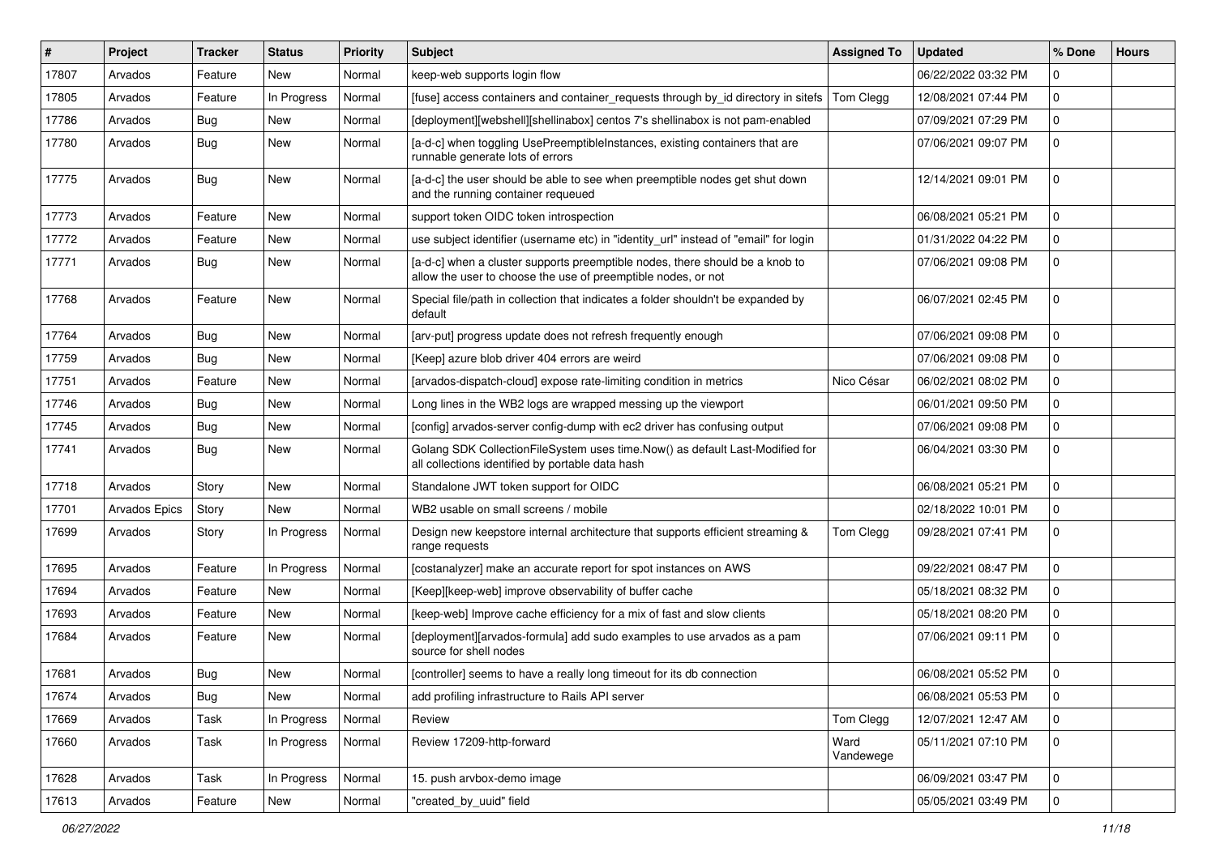| # | Project | Tracker | Status | Priority | Subject | Assigned To | Updated | % Done | Hours |
|---|---|---|---|---|---|---|---|---|---|
| 17807 | Arvados | Feature | New | Normal | keep-web supports login flow | | 06/22/2022 03:32 PM | 0 | |
| 17805 | Arvados | Feature | In Progress | Normal | [fuse] access containers and container_requests through by_id directory in sitefs | Tom Clegg | 12/08/2021 07:44 PM | 0 | |
| 17786 | Arvados | Bug | New | Normal | [deployment][webshell][shellinabox] centos 7's shellinabox is not pam-enabled | | 07/09/2021 07:29 PM | 0 | |
| 17780 | Arvados | Bug | New | Normal | [a-d-c] when toggling UsePreemptibleInstances, existing containers that are runnable generate lots of errors | | 07/06/2021 09:07 PM | 0 | |
| 17775 | Arvados | Bug | New | Normal | [a-d-c] the user should be able to see when preemptible nodes get shut down and the running container requeued | | 12/14/2021 09:01 PM | 0 | |
| 17773 | Arvados | Feature | New | Normal | support token OIDC token introspection | | 06/08/2021 05:21 PM | 0 | |
| 17772 | Arvados | Feature | New | Normal | use subject identifier (username etc) in "identity_url" instead of "email" for login | | 01/31/2022 04:22 PM | 0 | |
| 17771 | Arvados | Bug | New | Normal | [a-d-c] when a cluster supports preemptible nodes, there should be a knob to allow the user to choose the use of preemptible nodes, or not | | 07/06/2021 09:08 PM | 0 | |
| 17768 | Arvados | Feature | New | Normal | Special file/path in collection that indicates a folder shouldn't be expanded by default | | 06/07/2021 02:45 PM | 0 | |
| 17764 | Arvados | Bug | New | Normal | [arv-put] progress update does not refresh frequently enough | | 07/06/2021 09:08 PM | 0 | |
| 17759 | Arvados | Bug | New | Normal | [Keep] azure blob driver 404 errors are weird | | 07/06/2021 09:08 PM | 0 | |
| 17751 | Arvados | Feature | New | Normal | [arvados-dispatch-cloud] expose rate-limiting condition in metrics | Nico César | 06/02/2021 08:02 PM | 0 | |
| 17746 | Arvados | Bug | New | Normal | Long lines in the WB2 logs are wrapped messing up the viewport | | 06/01/2021 09:50 PM | 0 | |
| 17745 | Arvados | Bug | New | Normal | [config] arvados-server config-dump with ec2 driver has confusing output | | 07/06/2021 09:08 PM | 0 | |
| 17741 | Arvados | Bug | New | Normal | Golang SDK CollectionFileSystem uses time.Now() as default Last-Modified for all collections identified by portable data hash | | 06/04/2021 03:30 PM | 0 | |
| 17718 | Arvados | Story | New | Normal | Standalone JWT token support for OIDC | | 06/08/2021 05:21 PM | 0 | |
| 17701 | Arvados Epics | Story | New | Normal | WB2 usable on small screens / mobile | | 02/18/2022 10:01 PM | 0 | |
| 17699 | Arvados | Story | In Progress | Normal | Design new keepstore internal architecture that supports efficient streaming & range requests | Tom Clegg | 09/28/2021 07:41 PM | 0 | |
| 17695 | Arvados | Feature | In Progress | Normal | [costanalyzer] make an accurate report for spot instances on AWS | | 09/22/2021 08:47 PM | 0 | |
| 17694 | Arvados | Feature | New | Normal | [Keep][keep-web] improve observability of buffer cache | | 05/18/2021 08:32 PM | 0 | |
| 17693 | Arvados | Feature | New | Normal | [keep-web] Improve cache efficiency for a mix of fast and slow clients | | 05/18/2021 08:20 PM | 0 | |
| 17684 | Arvados | Feature | New | Normal | [deployment][arvados-formula] add sudo examples to use arvados as a pam source for shell nodes | | 07/06/2021 09:11 PM | 0 | |
| 17681 | Arvados | Bug | New | Normal | [controller] seems to have a really long timeout for its db connection | | 06/08/2021 05:52 PM | 0 | |
| 17674 | Arvados | Bug | New | Normal | add profiling infrastructure to Rails API server | | 06/08/2021 05:53 PM | 0 | |
| 17669 | Arvados | Task | In Progress | Normal | Review | Tom Clegg | 12/07/2021 12:47 AM | 0 | |
| 17660 | Arvados | Task | In Progress | Normal | Review 17209-http-forward | Ward Vandewege | 05/11/2021 07:10 PM | 0 | |
| 17628 | Arvados | Task | In Progress | Normal | 15. push arvbox-demo image | | 06/09/2021 03:47 PM | 0 | |
| 17613 | Arvados | Feature | New | Normal | "created_by_uuid" field | | 05/05/2021 03:49 PM | 0 | |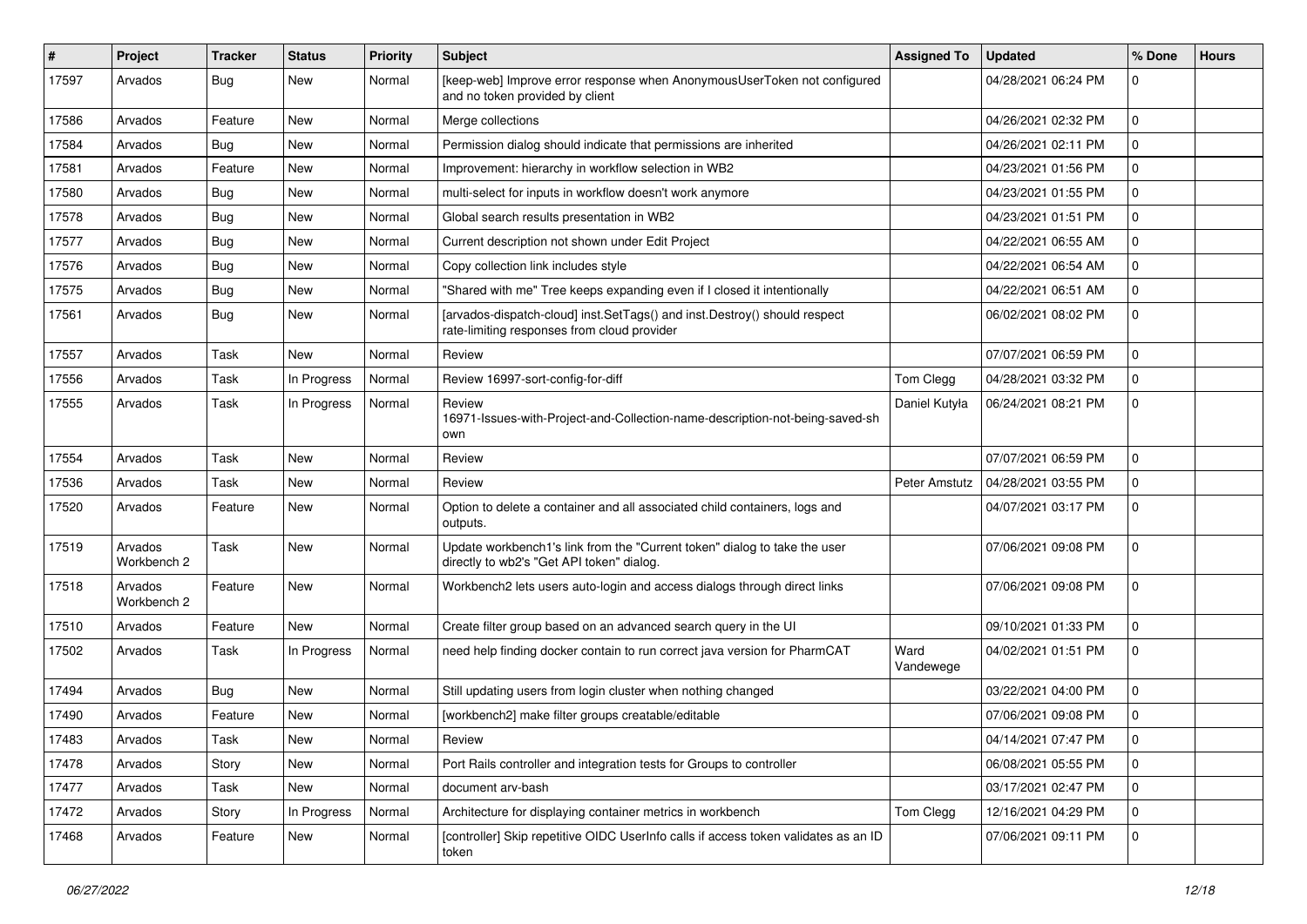| # | Project | Tracker | Status | Priority | Subject | Assigned To | Updated | % Done | Hours |
|---|---|---|---|---|---|---|---|---|---|
| 17597 | Arvados | Bug | New | Normal | [keep-web] Improve error response when AnonymousUserToken not configured and no token provided by client | | 04/28/2021 06:24 PM | 0 | |
| 17586 | Arvados | Feature | New | Normal | Merge collections | | 04/26/2021 02:32 PM | 0 | |
| 17584 | Arvados | Bug | New | Normal | Permission dialog should indicate that permissions are inherited | | 04/26/2021 02:11 PM | 0 | |
| 17581 | Arvados | Feature | New | Normal | Improvement: hierarchy in workflow selection in WB2 | | 04/23/2021 01:56 PM | 0 | |
| 17580 | Arvados | Bug | New | Normal | multi-select for inputs in workflow doesn't work anymore | | 04/23/2021 01:55 PM | 0 | |
| 17578 | Arvados | Bug | New | Normal | Global search results presentation in WB2 | | 04/23/2021 01:51 PM | 0 | |
| 17577 | Arvados | Bug | New | Normal | Current description not shown under Edit Project | | 04/22/2021 06:55 AM | 0 | |
| 17576 | Arvados | Bug | New | Normal | Copy collection link includes style | | 04/22/2021 06:54 AM | 0 | |
| 17575 | Arvados | Bug | New | Normal | "Shared with me" Tree keeps expanding even if I closed it intentionally | | 04/22/2021 06:51 AM | 0 | |
| 17561 | Arvados | Bug | New | Normal | [arvados-dispatch-cloud] inst.SetTags() and inst.Destroy() should respect rate-limiting responses from cloud provider | | 06/02/2021 08:02 PM | 0 | |
| 17557 | Arvados | Task | New | Normal | Review | | 07/07/2021 06:59 PM | 0 | |
| 17556 | Arvados | Task | In Progress | Normal | Review 16997-sort-config-for-diff | Tom Clegg | 04/28/2021 03:32 PM | 0 | |
| 17555 | Arvados | Task | In Progress | Normal | Review 16971-Issues-with-Project-and-Collection-name-description-not-being-saved-shown | Daniel Kutyła | 06/24/2021 08:21 PM | 0 | |
| 17554 | Arvados | Task | New | Normal | Review | | 07/07/2021 06:59 PM | 0 | |
| 17536 | Arvados | Task | New | Normal | Review | Peter Amstutz | 04/28/2021 03:55 PM | 0 | |
| 17520 | Arvados | Feature | New | Normal | Option to delete a container and all associated child containers, logs and outputs. | | 04/07/2021 03:17 PM | 0 | |
| 17519 | Arvados Workbench 2 | Task | New | Normal | Update workbench1's link from the "Current token" dialog to take the user directly to wb2's "Get API token" dialog. | | 07/06/2021 09:08 PM | 0 | |
| 17518 | Arvados Workbench 2 | Feature | New | Normal | Workbench2 lets users auto-login and access dialogs through direct links | | 07/06/2021 09:08 PM | 0 | |
| 17510 | Arvados | Feature | New | Normal | Create filter group based on an advanced search query in the UI | | 09/10/2021 01:33 PM | 0 | |
| 17502 | Arvados | Task | In Progress | Normal | need help finding docker contain to run correct java version for PharmCAT | Ward Vandewege | 04/02/2021 01:51 PM | 0 | |
| 17494 | Arvados | Bug | New | Normal | Still updating users from login cluster when nothing changed | | 03/22/2021 04:00 PM | 0 | |
| 17490 | Arvados | Feature | New | Normal | [workbench2] make filter groups creatable/editable | | 07/06/2021 09:08 PM | 0 | |
| 17483 | Arvados | Task | New | Normal | Review | | 04/14/2021 07:47 PM | 0 | |
| 17478 | Arvados | Story | New | Normal | Port Rails controller and integration tests for Groups to controller | | 06/08/2021 05:55 PM | 0 | |
| 17477 | Arvados | Task | New | Normal | document arv-bash | | 03/17/2021 02:47 PM | 0 | |
| 17472 | Arvados | Story | In Progress | Normal | Architecture for displaying container metrics in workbench | Tom Clegg | 12/16/2021 04:29 PM | 0 | |
| 17468 | Arvados | Feature | New | Normal | [controller] Skip repetitive OIDC UserInfo calls if access token validates as an ID token | | 07/06/2021 09:11 PM | 0 | |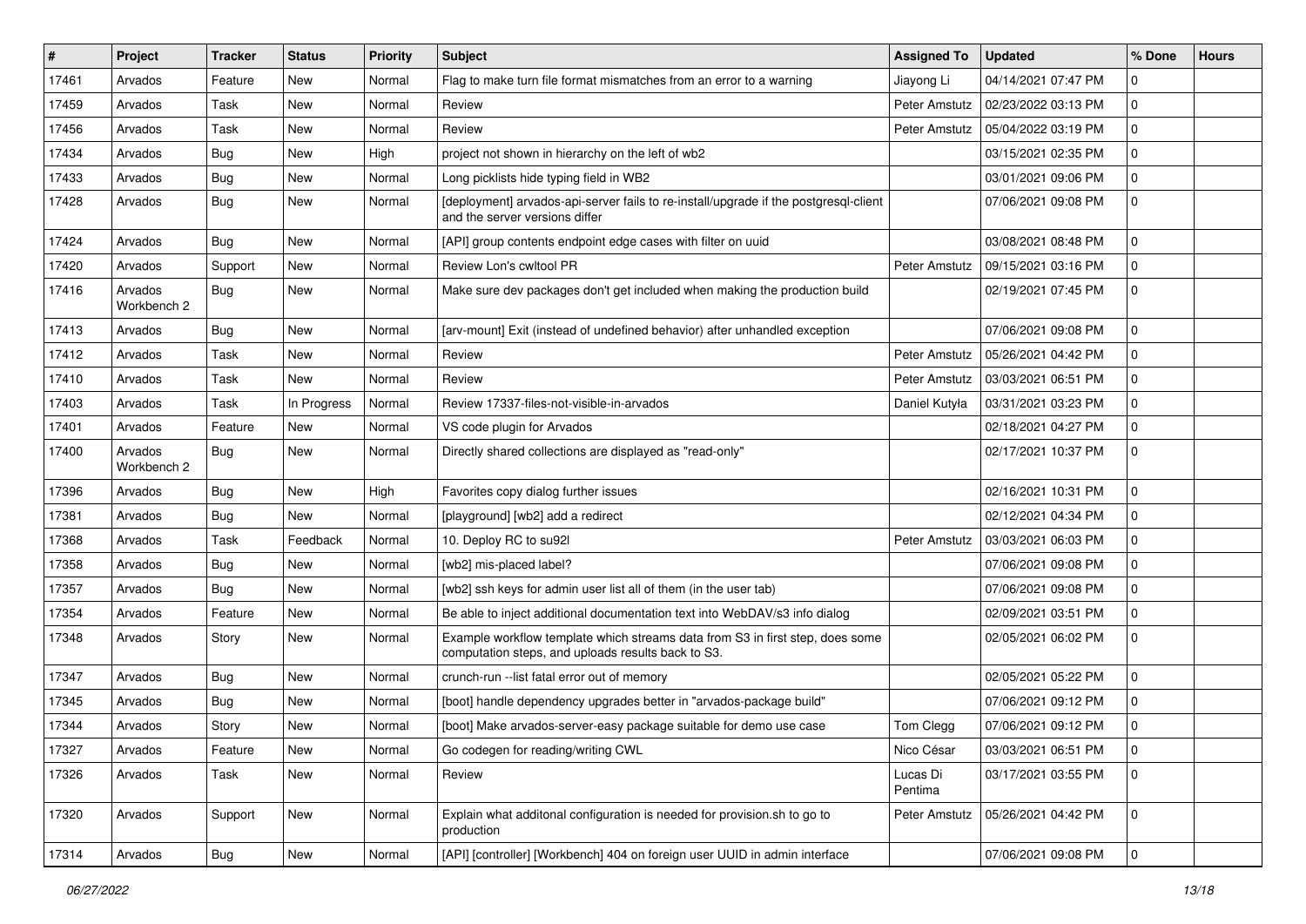| # | Project | Tracker | Status | Priority | Subject | Assigned To | Updated | % Done | Hours |
|---|---|---|---|---|---|---|---|---|---|
| 17461 | Arvados | Feature | New | Normal | Flag to make turn file format mismatches from an error to a warning | Jiayong Li | 04/14/2021 07:47 PM | 0 | |
| 17459 | Arvados | Task | New | Normal | Review | Peter Amstutz | 02/23/2022 03:13 PM | 0 | |
| 17456 | Arvados | Task | New | Normal | Review | Peter Amstutz | 05/04/2022 03:19 PM | 0 | |
| 17434 | Arvados | Bug | New | High | project not shown in hierarchy on the left of wb2 | | 03/15/2021 02:35 PM | 0 | |
| 17433 | Arvados | Bug | New | Normal | Long picklists hide typing field in WB2 | | 03/01/2021 09:06 PM | 0 | |
| 17428 | Arvados | Bug | New | Normal | [deployment] arvados-api-server fails to re-install/upgrade if the postgresql-client and the server versions differ | | 07/06/2021 09:08 PM | 0 | |
| 17424 | Arvados | Bug | New | Normal | [API] group contents endpoint edge cases with filter on uuid | | 03/08/2021 08:48 PM | 0 | |
| 17420 | Arvados | Support | New | Normal | Review Lon's cwltool PR | Peter Amstutz | 09/15/2021 03:16 PM | 0 | |
| 17416 | Arvados Workbench 2 | Bug | New | Normal | Make sure dev packages don't get included when making the production build | | 02/19/2021 07:45 PM | 0 | |
| 17413 | Arvados | Bug | New | Normal | [arv-mount] Exit (instead of undefined behavior) after unhandled exception | | 07/06/2021 09:08 PM | 0 | |
| 17412 | Arvados | Task | New | Normal | Review | Peter Amstutz | 05/26/2021 04:42 PM | 0 | |
| 17410 | Arvados | Task | New | Normal | Review | Peter Amstutz | 03/03/2021 06:51 PM | 0 | |
| 17403 | Arvados | Task | In Progress | Normal | Review 17337-files-not-visible-in-arvados | Daniel Kutyła | 03/31/2021 03:23 PM | 0 | |
| 17401 | Arvados | Feature | New | Normal | VS code plugin for Arvados | | 02/18/2021 04:27 PM | 0 | |
| 17400 | Arvados Workbench 2 | Bug | New | Normal | Directly shared collections are displayed as "read-only" | | 02/17/2021 10:37 PM | 0 | |
| 17396 | Arvados | Bug | New | High | Favorites copy dialog further issues | | 02/16/2021 10:31 PM | 0 | |
| 17381 | Arvados | Bug | New | Normal | [playground] [wb2] add a redirect | | 02/12/2021 04:34 PM | 0 | |
| 17368 | Arvados | Task | Feedback | Normal | 10. Deploy RC to su92l | Peter Amstutz | 03/03/2021 06:03 PM | 0 | |
| 17358 | Arvados | Bug | New | Normal | [wb2] mis-placed label? | | 07/06/2021 09:08 PM | 0 | |
| 17357 | Arvados | Bug | New | Normal | [wb2] ssh keys for admin user list all of them (in the user tab) | | 07/06/2021 09:08 PM | 0 | |
| 17354 | Arvados | Feature | New | Normal | Be able to inject additional documentation text into WebDAV/s3 info dialog | | 02/09/2021 03:51 PM | 0 | |
| 17348 | Arvados | Story | New | Normal | Example workflow template which streams data from S3 in first step, does some computation steps, and uploads results back to S3. | | 02/05/2021 06:02 PM | 0 | |
| 17347 | Arvados | Bug | New | Normal | crunch-run --list fatal error out of memory | | 02/05/2021 05:22 PM | 0 | |
| 17345 | Arvados | Bug | New | Normal | [boot] handle dependency upgrades better in "arvados-package build" | | 07/06/2021 09:12 PM | 0 | |
| 17344 | Arvados | Story | New | Normal | [boot] Make arvados-server-easy package suitable for demo use case | Tom Clegg | 07/06/2021 09:12 PM | 0 | |
| 17327 | Arvados | Feature | New | Normal | Go codegen for reading/writing CWL | Nico César | 03/03/2021 06:51 PM | 0 | |
| 17326 | Arvados | Task | New | Normal | Review | Lucas Di Pentima | 03/17/2021 03:55 PM | 0 | |
| 17320 | Arvados | Support | New | Normal | Explain what additonal configuration is needed for provision.sh to go to production | Peter Amstutz | 05/26/2021 04:42 PM | 0 | |
| 17314 | Arvados | Bug | New | Normal | [API] [controller] [Workbench] 404 on foreign user UUID in admin interface | | 07/06/2021 09:08 PM | 0 | |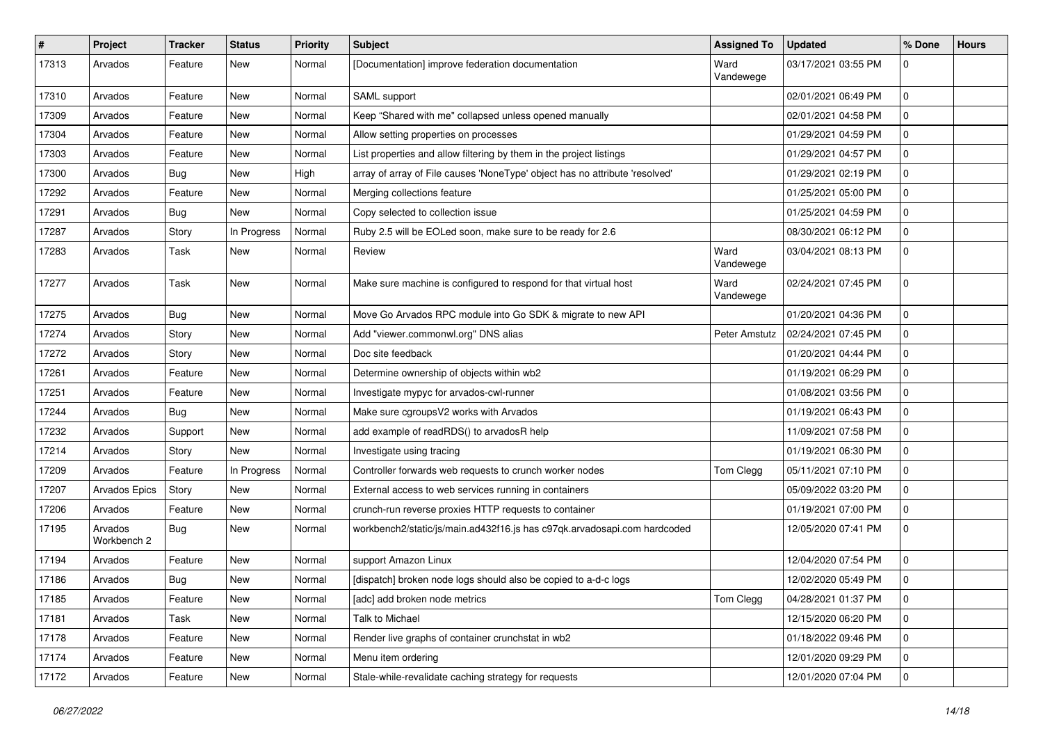| # | Project | Tracker | Status | Priority | Subject | Assigned To | Updated | % Done | Hours |
|---|---|---|---|---|---|---|---|---|---|
| 17313 | Arvados | Feature | New | Normal | [Documentation] improve federation documentation | Ward Vandewege | 03/17/2021 03:55 PM | 0 | |
| 17310 | Arvados | Feature | New | Normal | SAML support | | 02/01/2021 06:49 PM | 0 | |
| 17309 | Arvados | Feature | New | Normal | Keep "Shared with me" collapsed unless opened manually | | 02/01/2021 04:58 PM | 0 | |
| 17304 | Arvados | Feature | New | Normal | Allow setting properties on processes | | 01/29/2021 04:59 PM | 0 | |
| 17303 | Arvados | Feature | New | Normal | List properties and allow filtering by them in the project listings | | 01/29/2021 04:57 PM | 0 | |
| 17300 | Arvados | Bug | New | High | array of array of File causes 'NoneType' object has no attribute 'resolved' | | 01/29/2021 02:19 PM | 0 | |
| 17292 | Arvados | Feature | New | Normal | Merging collections feature | | 01/25/2021 05:00 PM | 0 | |
| 17291 | Arvados | Bug | New | Normal | Copy selected to collection issue | | 01/25/2021 04:59 PM | 0 | |
| 17287 | Arvados | Story | In Progress | Normal | Ruby 2.5 will be EOLed soon, make sure to be ready for 2.6 | | 08/30/2021 06:12 PM | 0 | |
| 17283 | Arvados | Task | New | Normal | Review | Ward Vandewege | 03/04/2021 08:13 PM | 0 | |
| 17277 | Arvados | Task | New | Normal | Make sure machine is configured to respond for that virtual host | Ward Vandewege | 02/24/2021 07:45 PM | 0 | |
| 17275 | Arvados | Bug | New | Normal | Move Go Arvados RPC module into Go SDK & migrate to new API | | 01/20/2021 04:36 PM | 0 | |
| 17274 | Arvados | Story | New | Normal | Add "viewer.commonwl.org" DNS alias | Peter Amstutz | 02/24/2021 07:45 PM | 0 | |
| 17272 | Arvados | Story | New | Normal | Doc site feedback | | 01/20/2021 04:44 PM | 0 | |
| 17261 | Arvados | Feature | New | Normal | Determine ownership of objects within wb2 | | 01/19/2021 06:29 PM | 0 | |
| 17251 | Arvados | Feature | New | Normal | Investigate mypyc for arvados-cwl-runner | | 01/08/2021 03:56 PM | 0 | |
| 17244 | Arvados | Bug | New | Normal | Make sure cgroupsV2 works with Arvados | | 01/19/2021 06:43 PM | 0 | |
| 17232 | Arvados | Support | New | Normal | add example of readRDS() to arvadosR help | | 11/09/2021 07:58 PM | 0 | |
| 17214 | Arvados | Story | New | Normal | Investigate using tracing | | 01/19/2021 06:30 PM | 0 | |
| 17209 | Arvados | Feature | In Progress | Normal | Controller forwards web requests to crunch worker nodes | Tom Clegg | 05/11/2021 07:10 PM | 0 | |
| 17207 | Arvados Epics | Story | New | Normal | External access to web services running in containers | | 05/09/2022 03:20 PM | 0 | |
| 17206 | Arvados | Feature | New | Normal | crunch-run reverse proxies HTTP requests to container | | 01/19/2021 07:00 PM | 0 | |
| 17195 | Arvados Workbench 2 | Bug | New | Normal | workbench2/static/js/main.ad432f16.js has c97qk.arvadosapi.com hardcoded | | 12/05/2020 07:41 PM | 0 | |
| 17194 | Arvados | Feature | New | Normal | support Amazon Linux | | 12/04/2020 07:54 PM | 0 | |
| 17186 | Arvados | Bug | New | Normal | [dispatch] broken node logs should also be copied to a-d-c logs | | 12/02/2020 05:49 PM | 0 | |
| 17185 | Arvados | Feature | New | Normal | [adc] add broken node metrics | Tom Clegg | 04/28/2021 01:37 PM | 0 | |
| 17181 | Arvados | Task | New | Normal | Talk to Michael | | 12/15/2020 06:20 PM | 0 | |
| 17178 | Arvados | Feature | New | Normal | Render live graphs of container crunchstat in wb2 | | 01/18/2022 09:46 PM | 0 | |
| 17174 | Arvados | Feature | New | Normal | Menu item ordering | | 12/01/2020 09:29 PM | 0 | |
| 17172 | Arvados | Feature | New | Normal | Stale-while-revalidate caching strategy for requests | | 12/01/2020 07:04 PM | 0 | |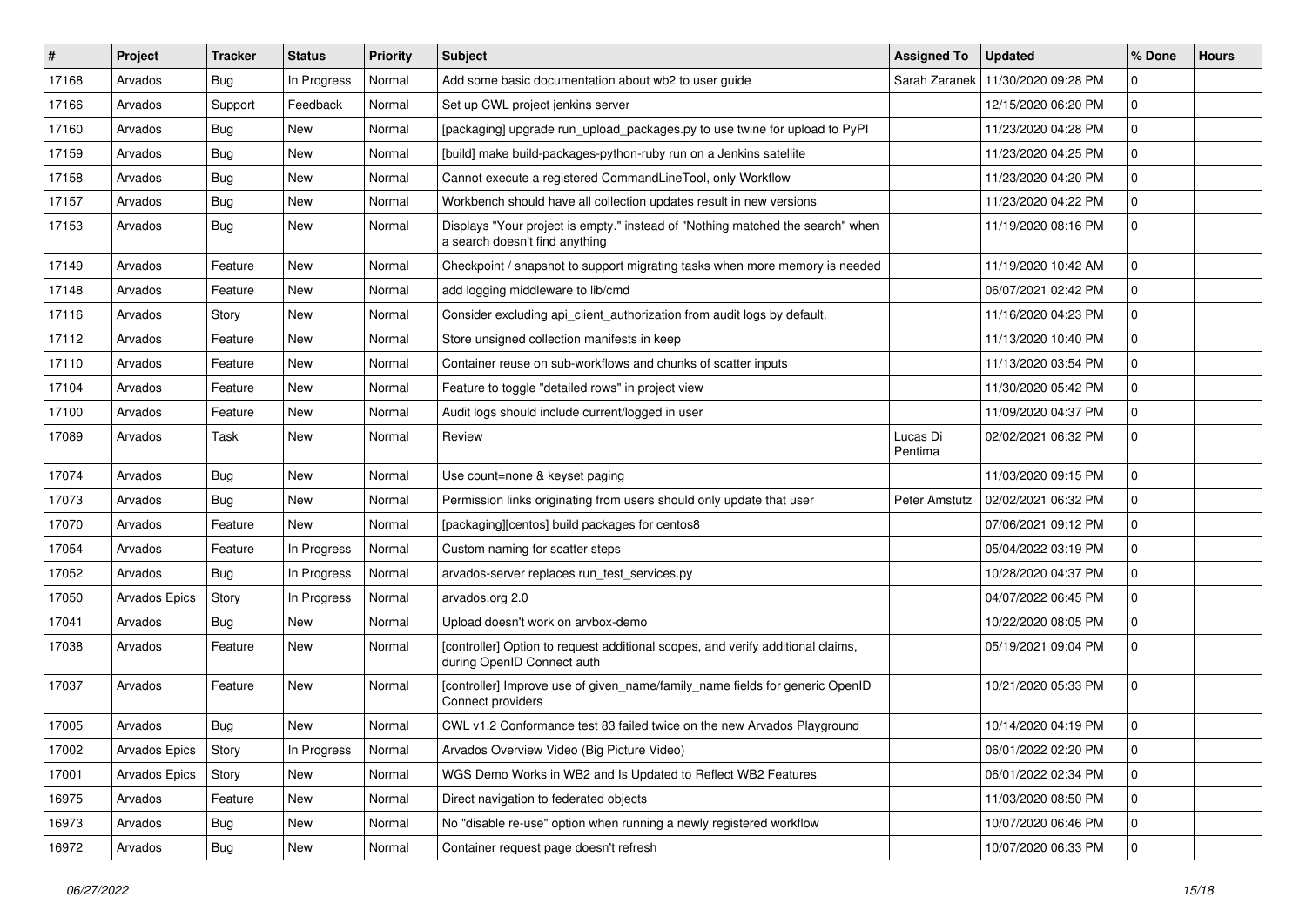| # | Project | Tracker | Status | Priority | Subject | Assigned To | Updated | % Done | Hours |
|---|---|---|---|---|---|---|---|---|---|
| 17168 | Arvados | Bug | In Progress | Normal | Add some basic documentation about wb2 to user guide | Sarah Zaranek | 11/30/2020 09:28 PM | 0 | |
| 17166 | Arvados | Support | Feedback | Normal | Set up CWL project jenkins server | | 12/15/2020 06:20 PM | 0 | |
| 17160 | Arvados | Bug | New | Normal | [packaging] upgrade run_upload_packages.py to use twine for upload to PyPI | | 11/23/2020 04:28 PM | 0 | |
| 17159 | Arvados | Bug | New | Normal | [build] make build-packages-python-ruby run on a Jenkins satellite | | 11/23/2020 04:25 PM | 0 | |
| 17158 | Arvados | Bug | New | Normal | Cannot execute a registered CommandLineTool, only Workflow | | 11/23/2020 04:20 PM | 0 | |
| 17157 | Arvados | Bug | New | Normal | Workbench should have all collection updates result in new versions | | 11/23/2020 04:22 PM | 0 | |
| 17153 | Arvados | Bug | New | Normal | Displays "Your project is empty." instead of "Nothing matched the search" when a search doesn't find anything | | 11/19/2020 08:16 PM | 0 | |
| 17149 | Arvados | Feature | New | Normal | Checkpoint / snapshot to support migrating tasks when more memory is needed | | 11/19/2020 10:42 AM | 0 | |
| 17148 | Arvados | Feature | New | Normal | add logging middleware to lib/cmd | | 06/07/2021 02:42 PM | 0 | |
| 17116 | Arvados | Story | New | Normal | Consider excluding api_client_authorization from audit logs by default. | | 11/16/2020 04:23 PM | 0 | |
| 17112 | Arvados | Feature | New | Normal | Store unsigned collection manifests in keep | | 11/13/2020 10:40 PM | 0 | |
| 17110 | Arvados | Feature | New | Normal | Container reuse on sub-workflows and chunks of scatter inputs | | 11/13/2020 03:54 PM | 0 | |
| 17104 | Arvados | Feature | New | Normal | Feature to toggle "detailed rows" in project view | | 11/30/2020 05:42 PM | 0 | |
| 17100 | Arvados | Feature | New | Normal | Audit logs should include current/logged in user | | 11/09/2020 04:37 PM | 0 | |
| 17089 | Arvados | Task | New | Normal | Review | Lucas Di Pentima | 02/02/2021 06:32 PM | 0 | |
| 17074 | Arvados | Bug | New | Normal | Use count=none & keyset paging | | 11/03/2020 09:15 PM | 0 | |
| 17073 | Arvados | Bug | New | Normal | Permission links originating from users should only update that user | Peter Amstutz | 02/02/2021 06:32 PM | 0 | |
| 17070 | Arvados | Feature | New | Normal | [packaging][centos] build packages for centos8 | | 07/06/2021 09:12 PM | 0 | |
| 17054 | Arvados | Feature | In Progress | Normal | Custom naming for scatter steps | | 05/04/2022 03:19 PM | 0 | |
| 17052 | Arvados | Bug | In Progress | Normal | arvados-server replaces run_test_services.py | | 10/28/2020 04:37 PM | 0 | |
| 17050 | Arvados Epics | Story | In Progress | Normal | arvados.org 2.0 | | 04/07/2022 06:45 PM | 0 | |
| 17041 | Arvados | Bug | New | Normal | Upload doesn't work on arvbox-demo | | 10/22/2020 08:05 PM | 0 | |
| 17038 | Arvados | Feature | New | Normal | [controller] Option to request additional scopes, and verify additional claims, during OpenID Connect auth | | 05/19/2021 09:04 PM | 0 | |
| 17037 | Arvados | Feature | New | Normal | [controller] Improve use of given_name/family_name fields for generic OpenID Connect providers | | 10/21/2020 05:33 PM | 0 | |
| 17005 | Arvados | Bug | New | Normal | CWL v1.2 Conformance test 83 failed twice on the new Arvados Playground | | 10/14/2020 04:19 PM | 0 | |
| 17002 | Arvados Epics | Story | In Progress | Normal | Arvados Overview Video (Big Picture Video) | | 06/01/2022 02:20 PM | 0 | |
| 17001 | Arvados Epics | Story | New | Normal | WGS Demo Works in WB2 and Is Updated to Reflect WB2 Features | | 06/01/2022 02:34 PM | 0 | |
| 16975 | Arvados | Feature | New | Normal | Direct navigation to federated objects | | 11/03/2020 08:50 PM | 0 | |
| 16973 | Arvados | Bug | New | Normal | No "disable re-use" option when running a newly registered workflow | | 10/07/2020 06:46 PM | 0 | |
| 16972 | Arvados | Bug | New | Normal | Container request page doesn't refresh | | 10/07/2020 06:33 PM | 0 | |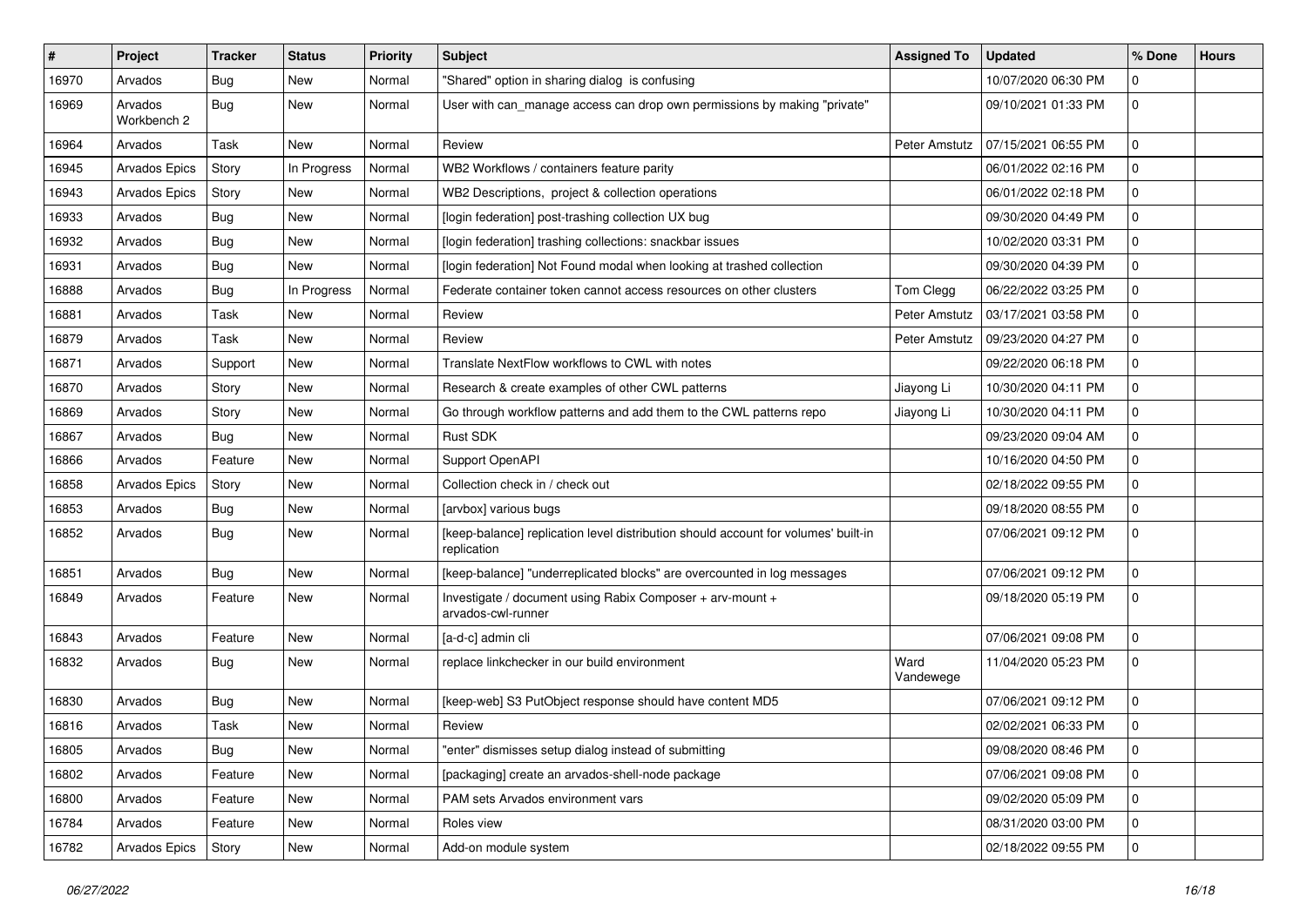| # | Project | Tracker | Status | Priority | Subject | Assigned To | Updated | % Done | Hours |
|---|---|---|---|---|---|---|---|---|---|
| 16970 | Arvados | Bug | New | Normal | "Shared" option in sharing dialog is confusing | | 10/07/2020 06:30 PM | 0 | |
| 16969 | Arvados Workbench 2 | Bug | New | Normal | User with can_manage access can drop own permissions by making "private" | | 09/10/2021 01:33 PM | 0 | |
| 16964 | Arvados | Task | New | Normal | Review | Peter Amstutz | 07/15/2021 06:55 PM | 0 | |
| 16945 | Arvados Epics | Story | In Progress | Normal | WB2 Workflows / containers feature parity | | 06/01/2022 02:16 PM | 0 | |
| 16943 | Arvados Epics | Story | New | Normal | WB2 Descriptions, project & collection operations | | 06/01/2022 02:18 PM | 0 | |
| 16933 | Arvados | Bug | New | Normal | [login federation] post-trashing collection UX bug | | 09/30/2020 04:49 PM | 0 | |
| 16932 | Arvados | Bug | New | Normal | [login federation] trashing collections: snackbar issues | | 10/02/2020 03:31 PM | 0 | |
| 16931 | Arvados | Bug | New | Normal | [login federation] Not Found modal when looking at trashed collection | | 09/30/2020 04:39 PM | 0 | |
| 16888 | Arvados | Bug | In Progress | Normal | Federate container token cannot access resources on other clusters | Tom Clegg | 06/22/2022 03:25 PM | 0 | |
| 16881 | Arvados | Task | New | Normal | Review | Peter Amstutz | 03/17/2021 03:58 PM | 0 | |
| 16879 | Arvados | Task | New | Normal | Review | Peter Amstutz | 09/23/2020 04:27 PM | 0 | |
| 16871 | Arvados | Support | New | Normal | Translate NextFlow workflows to CWL with notes | | 09/22/2020 06:18 PM | 0 | |
| 16870 | Arvados | Story | New | Normal | Research & create examples of other CWL patterns | Jiayong Li | 10/30/2020 04:11 PM | 0 | |
| 16869 | Arvados | Story | New | Normal | Go through workflow patterns and add them to the CWL patterns repo | Jiayong Li | 10/30/2020 04:11 PM | 0 | |
| 16867 | Arvados | Bug | New | Normal | Rust SDK | | 09/23/2020 09:04 AM | 0 | |
| 16866 | Arvados | Feature | New | Normal | Support OpenAPI | | 10/16/2020 04:50 PM | 0 | |
| 16858 | Arvados Epics | Story | New | Normal | Collection check in / check out | | 02/18/2022 09:55 PM | 0 | |
| 16853 | Arvados | Bug | New | Normal | [arvbox] various bugs | | 09/18/2020 08:55 PM | 0 | |
| 16852 | Arvados | Bug | New | Normal | [keep-balance] replication level distribution should account for volumes' built-in replication | | 07/06/2021 09:12 PM | 0 | |
| 16851 | Arvados | Bug | New | Normal | [keep-balance] "underreplicated blocks" are overcounted in log messages | | 07/06/2021 09:12 PM | 0 | |
| 16849 | Arvados | Feature | New | Normal | Investigate / document using Rabix Composer + arv-mount + arvados-cwl-runner | | 09/18/2020 05:19 PM | 0 | |
| 16843 | Arvados | Feature | New | Normal | [a-d-c] admin cli | | 07/06/2021 09:08 PM | 0 | |
| 16832 | Arvados | Bug | New | Normal | replace linkchecker in our build environment | Ward Vandewege | 11/04/2020 05:23 PM | 0 | |
| 16830 | Arvados | Bug | New | Normal | [keep-web] S3 PutObject response should have content MD5 | | 07/06/2021 09:12 PM | 0 | |
| 16816 | Arvados | Task | New | Normal | Review | | 02/02/2021 06:33 PM | 0 | |
| 16805 | Arvados | Bug | New | Normal | "enter" dismisses setup dialog instead of submitting | | 09/08/2020 08:46 PM | 0 | |
| 16802 | Arvados | Feature | New | Normal | [packaging] create an arvados-shell-node package | | 07/06/2021 09:08 PM | 0 | |
| 16800 | Arvados | Feature | New | Normal | PAM sets Arvados environment vars | | 09/02/2020 05:09 PM | 0 | |
| 16784 | Arvados | Feature | New | Normal | Roles view | | 08/31/2020 03:00 PM | 0 | |
| 16782 | Arvados Epics | Story | New | Normal | Add-on module system | | 02/18/2022 09:55 PM | 0 | |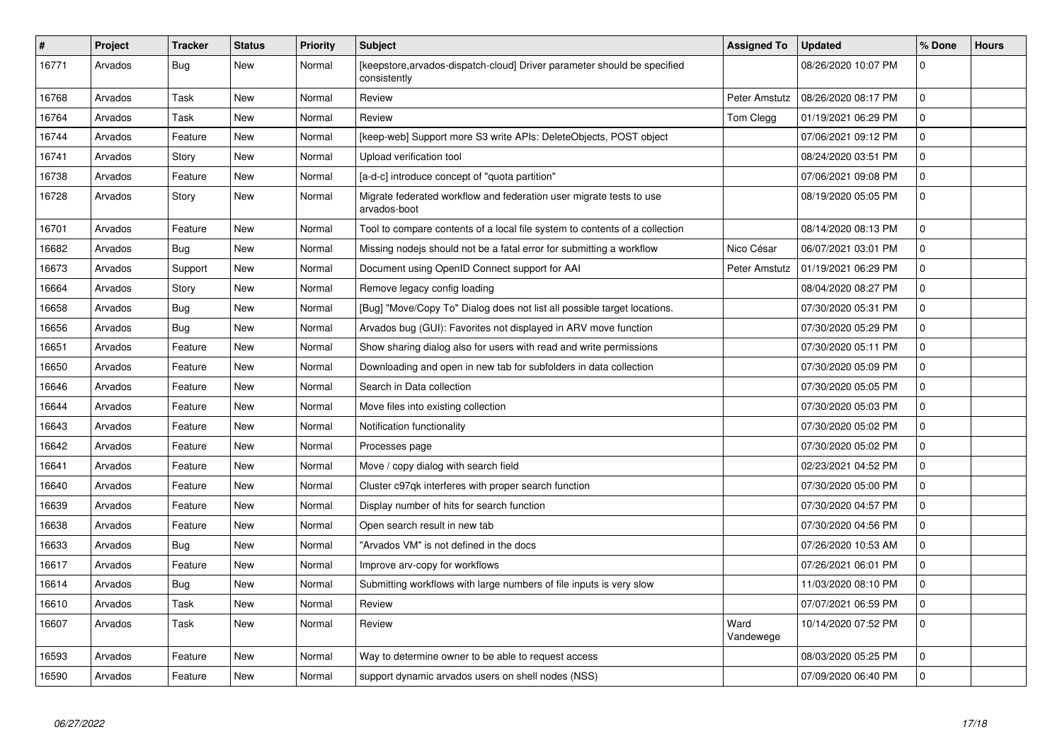| # | Project | Tracker | Status | Priority | Subject | Assigned To | Updated | % Done | Hours |
|---|---|---|---|---|---|---|---|---|---|
| 16771 | Arvados | Bug | New | Normal | [keepstore,arvados-dispatch-cloud] Driver parameter should be specified consistently | | 08/26/2020 10:07 PM | 0 | |
| 16768 | Arvados | Task | New | Normal | Review | Peter Amstutz | 08/26/2020 08:17 PM | 0 | |
| 16764 | Arvados | Task | New | Normal | Review | Tom Clegg | 01/19/2021 06:29 PM | 0 | |
| 16744 | Arvados | Feature | New | Normal | [keep-web] Support more S3 write APIs: DeleteObjects, POST object | | 07/06/2021 09:12 PM | 0 | |
| 16741 | Arvados | Story | New | Normal | Upload verification tool | | 08/24/2020 03:51 PM | 0 | |
| 16738 | Arvados | Feature | New | Normal | [a-d-c] introduce concept of "quota partition" | | 07/06/2021 09:08 PM | 0 | |
| 16728 | Arvados | Story | New | Normal | Migrate federated workflow and federation user migrate tests to use arvados-boot | | 08/19/2020 05:05 PM | 0 | |
| 16701 | Arvados | Feature | New | Normal | Tool to compare contents of a local file system to contents of a collection | | 08/14/2020 08:13 PM | 0 | |
| 16682 | Arvados | Bug | New | Normal | Missing nodejs should not be a fatal error for submitting a workflow | Nico César | 06/07/2021 03:01 PM | 0 | |
| 16673 | Arvados | Support | New | Normal | Document using OpenID Connect support for AAI | Peter Amstutz | 01/19/2021 06:29 PM | 0 | |
| 16664 | Arvados | Story | New | Normal | Remove legacy config loading | | 08/04/2020 08:27 PM | 0 | |
| 16658 | Arvados | Bug | New | Normal | [Bug] "Move/Copy To" Dialog does not list all possible target locations. | | 07/30/2020 05:31 PM | 0 | |
| 16656 | Arvados | Bug | New | Normal | Arvados bug (GUI): Favorites not displayed in ARV move function | | 07/30/2020 05:29 PM | 0 | |
| 16651 | Arvados | Feature | New | Normal | Show sharing dialog also for users with read and write permissions | | 07/30/2020 05:11 PM | 0 | |
| 16650 | Arvados | Feature | New | Normal | Downloading and open in new tab for subfolders in data collection | | 07/30/2020 05:09 PM | 0 | |
| 16646 | Arvados | Feature | New | Normal | Search in Data collection | | 07/30/2020 05:05 PM | 0 | |
| 16644 | Arvados | Feature | New | Normal | Move files into existing collection | | 07/30/2020 05:03 PM | 0 | |
| 16643 | Arvados | Feature | New | Normal | Notification functionality | | 07/30/2020 05:02 PM | 0 | |
| 16642 | Arvados | Feature | New | Normal | Processes page | | 07/30/2020 05:02 PM | 0 | |
| 16641 | Arvados | Feature | New | Normal | Move / copy dialog with search field | | 02/23/2021 04:52 PM | 0 | |
| 16640 | Arvados | Feature | New | Normal | Cluster c97qk interferes with proper search function | | 07/30/2020 05:00 PM | 0 | |
| 16639 | Arvados | Feature | New | Normal | Display number of hits for search function | | 07/30/2020 04:57 PM | 0 | |
| 16638 | Arvados | Feature | New | Normal | Open search result in new tab | | 07/30/2020 04:56 PM | 0 | |
| 16633 | Arvados | Bug | New | Normal | "Arvados VM" is not defined in the docs | | 07/26/2020 10:53 AM | 0 | |
| 16617 | Arvados | Feature | New | Normal | Improve arv-copy for workflows | | 07/26/2021 06:01 PM | 0 | |
| 16614 | Arvados | Bug | New | Normal | Submitting workflows with large numbers of file inputs is very slow | | 11/03/2020 08:10 PM | 0 | |
| 16610 | Arvados | Task | New | Normal | Review | | 07/07/2021 06:59 PM | 0 | |
| 16607 | Arvados | Task | New | Normal | Review | Ward Vandewege | 10/14/2020 07:52 PM | 0 | |
| 16593 | Arvados | Feature | New | Normal | Way to determine owner to be able to request access | | 08/03/2020 05:25 PM | 0 | |
| 16590 | Arvados | Feature | New | Normal | support dynamic arvados users on shell nodes (NSS) | | 07/09/2020 06:40 PM | 0 | |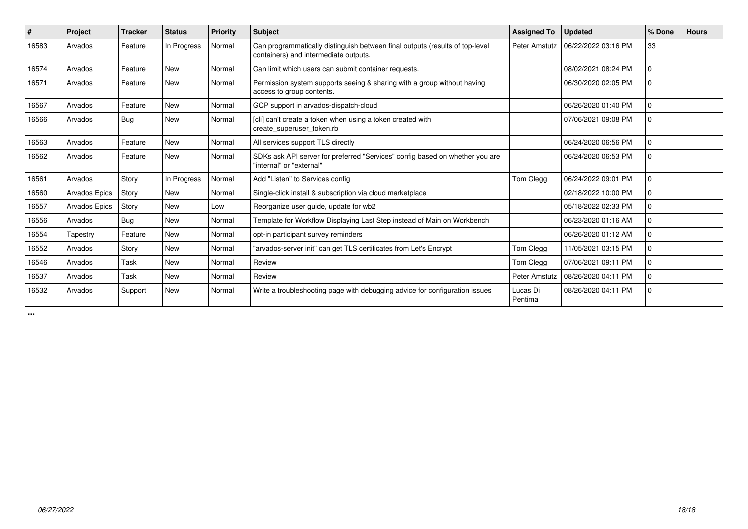| # | Project | Tracker | Status | Priority | Subject | Assigned To | Updated | % Done | Hours |
|---|---|---|---|---|---|---|---|---|---|
| 16583 | Arvados | Feature | In Progress | Normal | Can programmatically distinguish between final outputs (results of top-level containers) and intermediate outputs. | Peter Amstutz | 06/22/2022 03:16 PM | 33 | |
| 16574 | Arvados | Feature | New | Normal | Can limit which users can submit container requests. | | 08/02/2021 08:24 PM | 0 | |
| 16571 | Arvados | Feature | New | Normal | Permission system supports seeing & sharing with a group without having access to group contents. | | 06/30/2020 02:05 PM | 0 | |
| 16567 | Arvados | Feature | New | Normal | GCP support in arvados-dispatch-cloud | | 06/26/2020 01:40 PM | 0 | |
| 16566 | Arvados | Bug | New | Normal | [cli] can't create a token when using a token created with create_superuser_token.rb | | 07/06/2021 09:08 PM | 0 | |
| 16563 | Arvados | Feature | New | Normal | All services support TLS directly | | 06/24/2020 06:56 PM | 0 | |
| 16562 | Arvados | Feature | New | Normal | SDKs ask API server for preferred "Services" config based on whether you are "internal" or "external" | | 06/24/2020 06:53 PM | 0 | |
| 16561 | Arvados | Story | In Progress | Normal | Add "Listen" to Services config | Tom Clegg | 06/24/2022 09:01 PM | 0 | |
| 16560 | Arvados Epics | Story | New | Normal | Single-click install & subscription via cloud marketplace | | 02/18/2022 10:00 PM | 0 | |
| 16557 | Arvados Epics | Story | New | Low | Reorganize user guide, update for wb2 | | 05/18/2022 02:33 PM | 0 | |
| 16556 | Arvados | Bug | New | Normal | Template for Workflow Displaying Last Step instead of Main on Workbench | | 06/23/2020 01:16 AM | 0 | |
| 16554 | Tapestry | Feature | New | Normal | opt-in participant survey reminders | | 06/26/2020 01:12 AM | 0 | |
| 16552 | Arvados | Story | New | Normal | "arvados-server init" can get TLS certificates from Let's Encrypt | Tom Clegg | 11/05/2021 03:15 PM | 0 | |
| 16546 | Arvados | Task | New | Normal | Review | Tom Clegg | 07/06/2021 09:11 PM | 0 | |
| 16537 | Arvados | Task | New | Normal | Review | Peter Amstutz | 08/26/2020 04:11 PM | 0 | |
| 16532 | Arvados | Support | New | Normal | Write a troubleshooting page with debugging advice for configuration issues | Lucas Di Pentima | 08/26/2020 04:11 PM | 0 | |

...